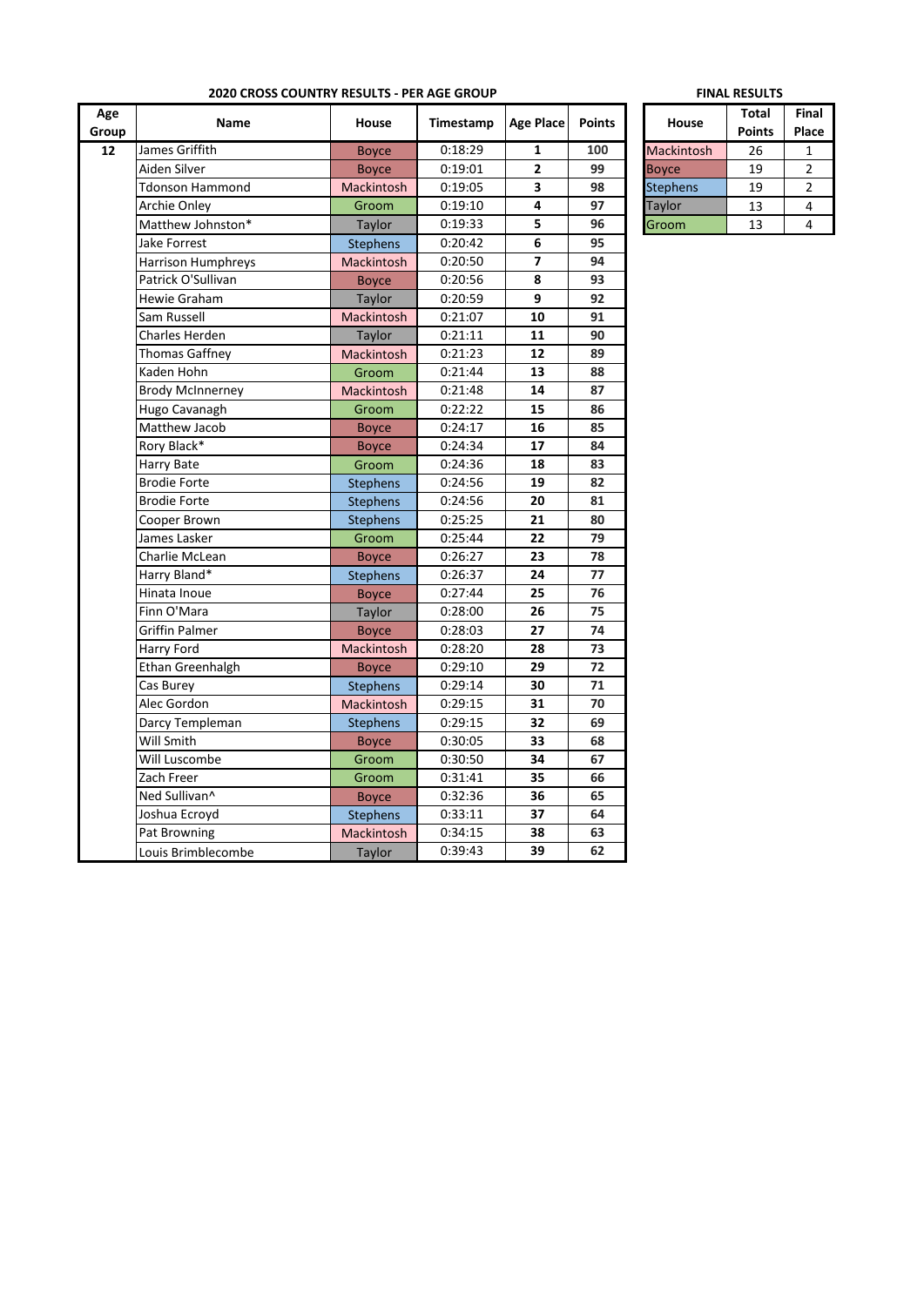## 2020 CROSS COUNTRY RESULTS - PER AGE GROUP

| Age Group | Name | House | Timestamp | Age Place | Points |
|---|---|---|---|---|---|
| 12 | James Griffith | Boyce | 0:18:29 | 1 | 100 |
| | Aiden Silver | Boyce | 0:19:01 | 2 | 99 |
| | Tdonson Hammond | Mackintosh | 0:19:05 | 3 | 98 |
| | Archie Onley | Groom | 0:19:10 | 4 | 97 |
| | Matthew Johnston* | Taylor | 0:19:33 | 5 | 96 |
| | Jake Forrest | Stephens | 0:20:42 | 6 | 95 |
| | Harrison Humphreys | Mackintosh | 0:20:50 | 7 | 94 |
| | Patrick O'Sullivan | Boyce | 0:20:56 | 8 | 93 |
| | Hewie Graham | Taylor | 0:20:59 | 9 | 92 |
| | Sam Russell | Mackintosh | 0:21:07 | 10 | 91 |
| | Charles Herden | Taylor | 0:21:11 | 11 | 90 |
| | Thomas Gaffney | Mackintosh | 0:21:23 | 12 | 89 |
| | Kaden Hohn | Groom | 0:21:44 | 13 | 88 |
| | Brody McInnerney | Mackintosh | 0:21:48 | 14 | 87 |
| | Hugo Cavanagh | Groom | 0:22:22 | 15 | 86 |
| | Matthew Jacob | Boyce | 0:24:17 | 16 | 85 |
| | Rory Black* | Boyce | 0:24:34 | 17 | 84 |
| | Harry Bate | Groom | 0:24:36 | 18 | 83 |
| | Brodie Forte | Stephens | 0:24:56 | 19 | 82 |
| | Brodie Forte | Stephens | 0:24:56 | 20 | 81 |
| | Cooper Brown | Stephens | 0:25:25 | 21 | 80 |
| | James Lasker | Groom | 0:25:44 | 22 | 79 |
| | Charlie McLean | Boyce | 0:26:27 | 23 | 78 |
| | Harry Bland* | Stephens | 0:26:37 | 24 | 77 |
| | Hinata Inoue | Boyce | 0:27:44 | 25 | 76 |
| | Finn O'Mara | Taylor | 0:28:00 | 26 | 75 |
| | Griffin Palmer | Boyce | 0:28:03 | 27 | 74 |
| | Harry Ford | Mackintosh | 0:28:20 | 28 | 73 |
| | Ethan Greenhalgh | Boyce | 0:29:10 | 29 | 72 |
| | Cas Burey | Stephens | 0:29:14 | 30 | 71 |
| | Alec Gordon | Mackintosh | 0:29:15 | 31 | 70 |
| | Darcy Templeman | Stephens | 0:29:15 | 32 | 69 |
| | Will Smith | Boyce | 0:30:05 | 33 | 68 |
| | Will Luscombe | Groom | 0:30:50 | 34 | 67 |
| | Zach Freer | Groom | 0:31:41 | 35 | 66 |
| | Ned Sullivan^ | Boyce | 0:32:36 | 36 | 65 |
| | Joshua Ecroyd | Stephens | 0:33:11 | 37 | 64 |
| | Pat Browning | Mackintosh | 0:34:15 | 38 | 63 |
| | Louis Brimblecombe | Taylor | 0:39:43 | 39 | 62 |

## FINAL RESULTS

| House | Total Points | Final Place |
|---|---|---|
| Mackintosh | 26 | 1 |
| Boyce | 19 | 2 |
| Stephens | 19 | 2 |
| Taylor | 13 | 4 |
| Groom | 13 | 4 |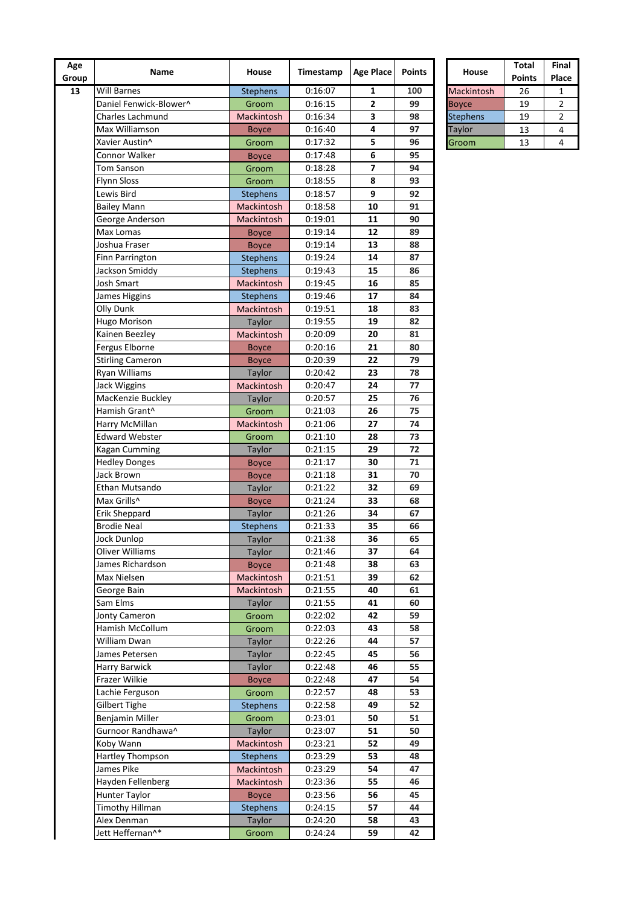| Age Group | Name | House | Timestamp | Age Place | Points |
|---|---|---|---|---|---|
| 13 | Will Barnes | Stephens | 0:16:07 | 1 | 100 |
| | Daniel Fenwick-Blower^ | Groom | 0:16:15 | 2 | 99 |
| | Charles Lachmund | Mackintosh | 0:16:34 | 3 | 98 |
| | Max Williamson | Boyce | 0:16:40 | 4 | 97 |
| | Xavier Austin^ | Groom | 0:17:32 | 5 | 96 |
| | Connor Walker | Boyce | 0:17:48 | 6 | 95 |
| | Tom Sanson | Groom | 0:18:28 | 7 | 94 |
| | Flynn Sloss | Groom | 0:18:55 | 8 | 93 |
| | Lewis Bird | Stephens | 0:18:57 | 9 | 92 |
| | Bailey Mann | Mackintosh | 0:18:58 | 10 | 91 |
| | George Anderson | Mackintosh | 0:19:01 | 11 | 90 |
| | Max Lomas | Boyce | 0:19:14 | 12 | 89 |
| | Joshua Fraser | Boyce | 0:19:14 | 13 | 88 |
| | Finn Parrington | Stephens | 0:19:24 | 14 | 87 |
| | Jackson Smiddy | Stephens | 0:19:43 | 15 | 86 |
| | Josh Smart | Mackintosh | 0:19:45 | 16 | 85 |
| | James Higgins | Stephens | 0:19:46 | 17 | 84 |
| | Olly Dunk | Mackintosh | 0:19:51 | 18 | 83 |
| | Hugo Morison | Taylor | 0:19:55 | 19 | 82 |
| | Kainen Beezley | Mackintosh | 0:20:09 | 20 | 81 |
| | Fergus Elborne | Boyce | 0:20:16 | 21 | 80 |
| | Stirling Cameron | Boyce | 0:20:39 | 22 | 79 |
| | Ryan Williams | Taylor | 0:20:42 | 23 | 78 |
| | Jack Wiggins | Mackintosh | 0:20:47 | 24 | 77 |
| | MacKenzie Buckley | Taylor | 0:20:57 | 25 | 76 |
| | Hamish Grant^ | Groom | 0:21:03 | 26 | 75 |
| | Harry McMillan | Mackintosh | 0:21:06 | 27 | 74 |
| | Edward Webster | Groom | 0:21:10 | 28 | 73 |
| | Kagan Cumming | Taylor | 0:21:15 | 29 | 72 |
| | Hedley Donges | Boyce | 0:21:17 | 30 | 71 |
| | Jack Brown | Boyce | 0:21:18 | 31 | 70 |
| | Ethan Mutsando | Taylor | 0:21:22 | 32 | 69 |
| | Max Grills^ | Boyce | 0:21:24 | 33 | 68 |
| | Erik Sheppard | Taylor | 0:21:26 | 34 | 67 |
| | Brodie Neal | Stephens | 0:21:33 | 35 | 66 |
| | Jock Dunlop | Taylor | 0:21:38 | 36 | 65 |
| | Oliver Williams | Taylor | 0:21:46 | 37 | 64 |
| | James Richardson | Boyce | 0:21:48 | 38 | 63 |
| | Max Nielsen | Mackintosh | 0:21:51 | 39 | 62 |
| | George Bain | Mackintosh | 0:21:55 | 40 | 61 |
| | Sam Elms | Taylor | 0:21:55 | 41 | 60 |
| | Jonty Cameron | Groom | 0:22:02 | 42 | 59 |
| | Hamish McCollum | Groom | 0:22:03 | 43 | 58 |
| | William Dwan | Taylor | 0:22:26 | 44 | 57 |
| | James Petersen | Taylor | 0:22:45 | 45 | 56 |
| | Harry Barwick | Taylor | 0:22:48 | 46 | 55 |
| | Frazer Wilkie | Boyce | 0:22:48 | 47 | 54 |
| | Lachie Ferguson | Groom | 0:22:57 | 48 | 53 |
| | Gilbert Tighe | Stephens | 0:22:58 | 49 | 52 |
| | Benjamin Miller | Groom | 0:23:01 | 50 | 51 |
| | Gurnoor Randhawa^ | Taylor | 0:23:07 | 51 | 50 |
| | Koby Wann | Mackintosh | 0:23:21 | 52 | 49 |
| | Hartley Thompson | Stephens | 0:23:29 | 53 | 48 |
| | James Pike | Mackintosh | 0:23:29 | 54 | 47 |
| | Hayden Fellenberg | Mackintosh | 0:23:36 | 55 | 46 |
| | Hunter Taylor | Boyce | 0:23:56 | 56 | 45 |
| | Timothy Hillman | Stephens | 0:24:15 | 57 | 44 |
| | Alex Denman | Taylor | 0:24:20 | 58 | 43 |
| | Jett Heffernan^* | Groom | 0:24:24 | 59 | 42 |

| House | Total Points | Final Place |
|---|---|---|
| Mackintosh | 26 | 1 |
| Boyce | 19 | 2 |
| Stephens | 19 | 2 |
| Taylor | 13 | 4 |
| Groom | 13 | 4 |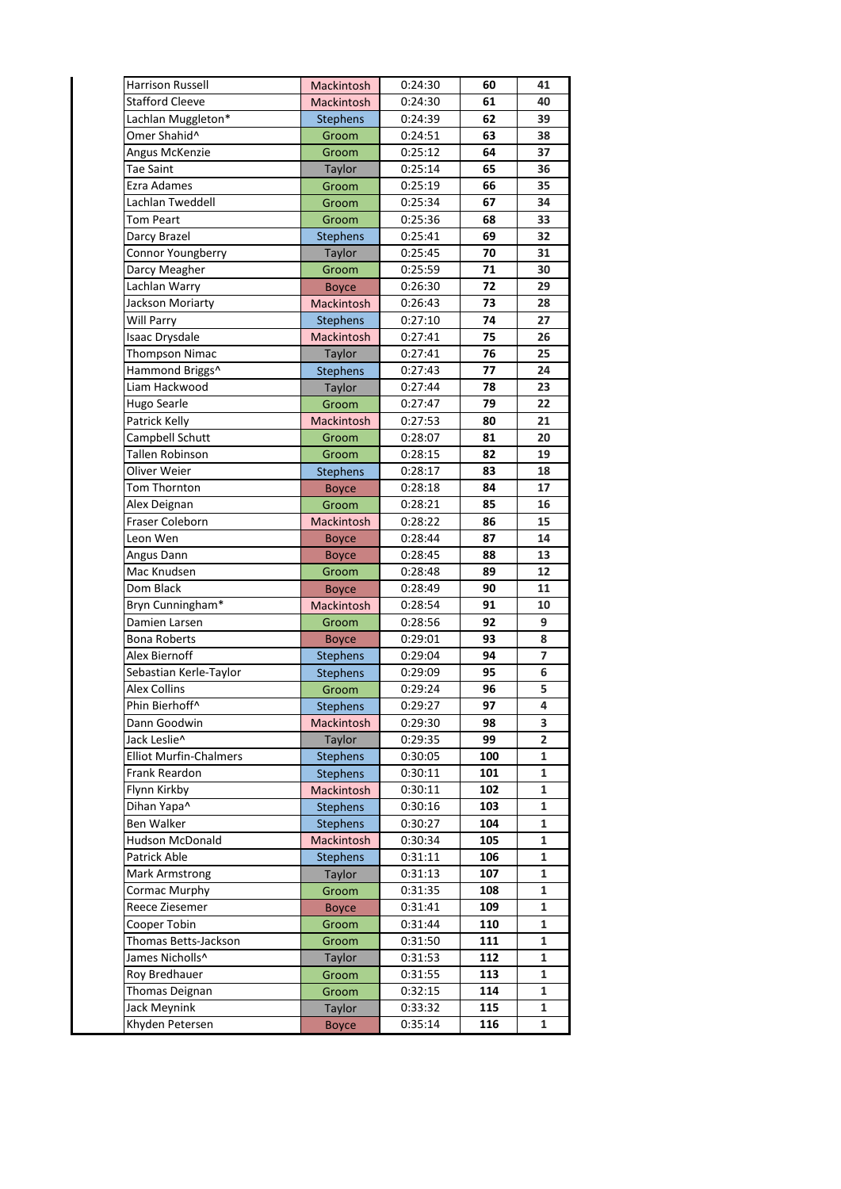| | | | | |
|---|---|---|---|---|
| Harrison Russell | Mackintosh | 0:24:30 | **60** | **41** |
| Stafford Cleeve | Mackintosh | 0:24:30 | **61** | **40** |
| Lachlan Muggleton* | Stephens | 0:24:39 | **62** | **39** |
| Omer Shahid^ | Groom | 0:24:51 | **63** | **38** |
| Angus McKenzie | Groom | 0:25:12 | **64** | **37** |
| Tae Saint | Taylor | 0:25:14 | **65** | **36** |
| Ezra Adames | Groom | 0:25:19 | **66** | **35** |
| Lachlan Tweddell | Groom | 0:25:34 | **67** | **34** |
| Tom Peart | Groom | 0:25:36 | **68** | **33** |
| Darcy Brazel | Stephens | 0:25:41 | **69** | **32** |
| Connor Youngberry | Taylor | 0:25:45 | **70** | **31** |
| Darcy Meagher | Groom | 0:25:59 | **71** | **30** |
| Lachlan Warry | Boyce | 0:26:30 | **72** | **29** |
| Jackson Moriarty | Mackintosh | 0:26:43 | **73** | **28** |
| Will Parry | Stephens | 0:27:10 | **74** | **27** |
| Isaac Drysdale | Mackintosh | 0:27:41 | **75** | **26** |
| Thompson Nimac | Taylor | 0:27:41 | **76** | **25** |
| Hammond Briggs^ | Stephens | 0:27:43 | **77** | **24** |
| Liam Hackwood | Taylor | 0:27:44 | **78** | **23** |
| Hugo Searle | Groom | 0:27:47 | **79** | **22** |
| Patrick Kelly | Mackintosh | 0:27:53 | **80** | **21** |
| Campbell Schutt | Groom | 0:28:07 | **81** | **20** |
| Tallen Robinson | Groom | 0:28:15 | **82** | **19** |
| Oliver Weier | Stephens | 0:28:17 | **83** | **18** |
| Tom Thornton | Boyce | 0:28:18 | **84** | **17** |
| Alex Deignan | Groom | 0:28:21 | **85** | **16** |
| Fraser Coleborn | Mackintosh | 0:28:22 | **86** | **15** |
| Leon Wen | Boyce | 0:28:44 | **87** | **14** |
| Angus Dann | Boyce | 0:28:45 | **88** | **13** |
| Mac Knudsen | Groom | 0:28:48 | **89** | **12** |
| Dom Black | Boyce | 0:28:49 | **90** | **11** |
| Bryn Cunningham* | Mackintosh | 0:28:54 | **91** | **10** |
| Damien Larsen | Groom | 0:28:56 | **92** | **9** |
| Bona Roberts | Boyce | 0:29:01 | **93** | **8** |
| Alex Biernoff | Stephens | 0:29:04 | **94** | **7** |
| Sebastian Kerle-Taylor | Stephens | 0:29:09 | **95** | **6** |
| Alex Collins | Groom | 0:29:24 | **96** | **5** |
| Phin Bierhoff^ | Stephens | 0:29:27 | **97** | **4** |
| Dann Goodwin | Mackintosh | 0:29:30 | **98** | **3** |
| Jack Leslie^ | Taylor | 0:29:35 | **99** | **2** |
| Elliot Murfin-Chalmers | Stephens | 0:30:05 | **100** | **1** |
| Frank Reardon | Stephens | 0:30:11 | **101** | **1** |
| Flynn Kirkby | Mackintosh | 0:30:11 | **102** | **1** |
| Dihan Yapa^ | Stephens | 0:30:16 | **103** | **1** |
| Ben Walker | Stephens | 0:30:27 | **104** | **1** |
| Hudson McDonald | Mackintosh | 0:30:34 | **105** | **1** |
| Patrick Able | Stephens | 0:31:11 | **106** | **1** |
| Mark Armstrong | Taylor | 0:31:13 | **107** | **1** |
| Cormac Murphy | Groom | 0:31:35 | **108** | **1** |
| Reece Ziesemer | Boyce | 0:31:41 | **109** | **1** |
| Cooper Tobin | Groom | 0:31:44 | **110** | **1** |
| Thomas Betts-Jackson | Groom | 0:31:50 | **111** | **1** |
| James Nicholls^ | Taylor | 0:31:53 | **112** | **1** |
| Roy Bredhauer | Groom | 0:31:55 | **113** | **1** |
| Thomas Deignan | Groom | 0:32:15 | **114** | **1** |
| Jack Meynink | Taylor | 0:33:32 | **115** | **1** |
| Khyden Petersen | Boyce | 0:35:14 | **116** | **1** |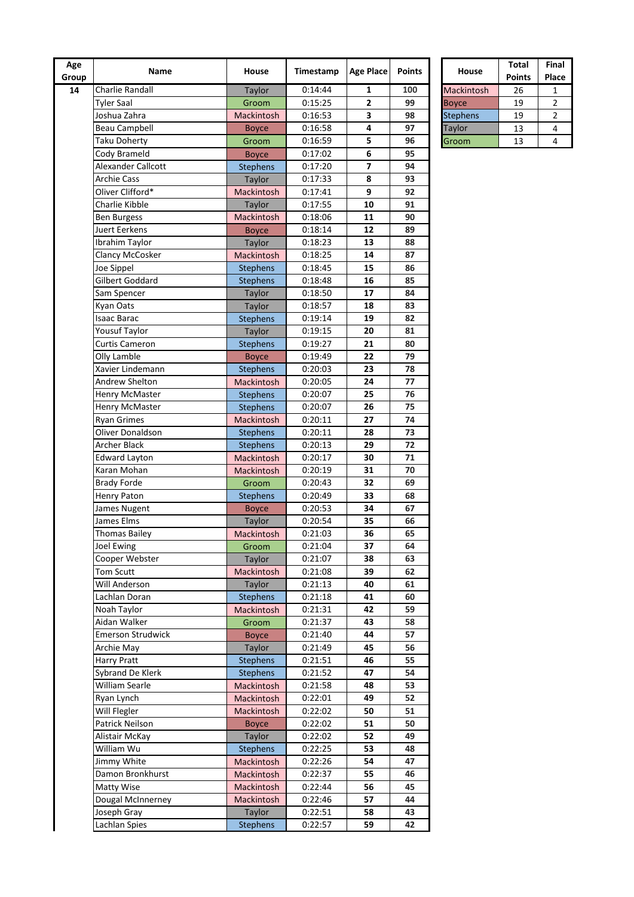| Age Group | Name | House | Timestamp | Age Place | Points |
|---|---|---|---|---|---|
| 14 | Charlie Randall | Taylor | 0:14:44 | 1 | 100 |
| | Tyler Saal | Groom | 0:15:25 | 2 | 99 |
| | Joshua Zahra | Mackintosh | 0:16:53 | 3 | 98 |
| | Beau Campbell | Boyce | 0:16:58 | 4 | 97 |
| | Taku Doherty | Groom | 0:16:59 | 5 | 96 |
| | Cody Brameld | Boyce | 0:17:02 | 6 | 95 |
| | Alexander Callcott | Stephens | 0:17:20 | 7 | 94 |
| | Archie Cass | Taylor | 0:17:33 | 8 | 93 |
| | Oliver Clifford* | Mackintosh | 0:17:41 | 9 | 92 |
| | Charlie Kibble | Taylor | 0:17:55 | 10 | 91 |
| | Ben Burgess | Mackintosh | 0:18:06 | 11 | 90 |
| | Juert Eerkens | Boyce | 0:18:14 | 12 | 89 |
| | Ibrahim Taylor | Taylor | 0:18:23 | 13 | 88 |
| | Clancy McCosker | Mackintosh | 0:18:25 | 14 | 87 |
| | Joe Sippel | Stephens | 0:18:45 | 15 | 86 |
| | Gilbert Goddard | Stephens | 0:18:48 | 16 | 85 |
| | Sam Spencer | Taylor | 0:18:50 | 17 | 84 |
| | Kyan Oats | Taylor | 0:18:57 | 18 | 83 |
| | Isaac Barac | Stephens | 0:19:14 | 19 | 82 |
| | Yousuf Taylor | Taylor | 0:19:15 | 20 | 81 |
| | Curtis Cameron | Stephens | 0:19:27 | 21 | 80 |
| | Olly Lamble | Boyce | 0:19:49 | 22 | 79 |
| | Xavier Lindemann | Stephens | 0:20:03 | 23 | 78 |
| | Andrew Shelton | Mackintosh | 0:20:05 | 24 | 77 |
| | Henry McMaster | Stephens | 0:20:07 | 25 | 76 |
| | Henry McMaster | Stephens | 0:20:07 | 26 | 75 |
| | Ryan Grimes | Mackintosh | 0:20:11 | 27 | 74 |
| | Oliver Donaldson | Stephens | 0:20:11 | 28 | 73 |
| | Archer Black | Stephens | 0:20:13 | 29 | 72 |
| | Edward Layton | Mackintosh | 0:20:17 | 30 | 71 |
| | Karan Mohan | Mackintosh | 0:20:19 | 31 | 70 |
| | Brady Forde | Groom | 0:20:43 | 32 | 69 |
| | Henry Paton | Stephens | 0:20:49 | 33 | 68 |
| | James Nugent | Boyce | 0:20:53 | 34 | 67 |
| | James Elms | Taylor | 0:20:54 | 35 | 66 |
| | Thomas Bailey | Mackintosh | 0:21:03 | 36 | 65 |
| | Joel Ewing | Groom | 0:21:04 | 37 | 64 |
| | Cooper Webster | Taylor | 0:21:07 | 38 | 63 |
| | Tom Scutt | Mackintosh | 0:21:08 | 39 | 62 |
| | Will Anderson | Taylor | 0:21:13 | 40 | 61 |
| | Lachlan Doran | Stephens | 0:21:18 | 41 | 60 |
| | Noah Taylor | Mackintosh | 0:21:31 | 42 | 59 |
| | Aidan Walker | Groom | 0:21:37 | 43 | 58 |
| | Emerson Strudwick | Boyce | 0:21:40 | 44 | 57 |
| | Archie May | Taylor | 0:21:49 | 45 | 56 |
| | Harry Pratt | Stephens | 0:21:51 | 46 | 55 |
| | Sybrand De Klerk | Stephens | 0:21:52 | 47 | 54 |
| | William Searle | Mackintosh | 0:21:58 | 48 | 53 |
| | Ryan Lynch | Mackintosh | 0:22:01 | 49 | 52 |
| | Will Flegler | Mackintosh | 0:22:02 | 50 | 51 |
| | Patrick Neilson | Boyce | 0:22:02 | 51 | 50 |
| | Alistair McKay | Taylor | 0:22:02 | 52 | 49 |
| | William Wu | Stephens | 0:22:25 | 53 | 48 |
| | Jimmy White | Mackintosh | 0:22:26 | 54 | 47 |
| | Damon Bronkhurst | Mackintosh | 0:22:37 | 55 | 46 |
| | Matty Wise | Mackintosh | 0:22:44 | 56 | 45 |
| | Dougal McInnerney | Mackintosh | 0:22:46 | 57 | 44 |
| | Joseph Gray | Taylor | 0:22:51 | 58 | 43 |
| | Lachlan Spies | Stephens | 0:22:57 | 59 | 42 |

| House | Total Points | Final Place |
|---|---|---|
| Mackintosh | 26 | 1 |
| Boyce | 19 | 2 |
| Stephens | 19 | 2 |
| Taylor | 13 | 4 |
| Groom | 13 | 4 |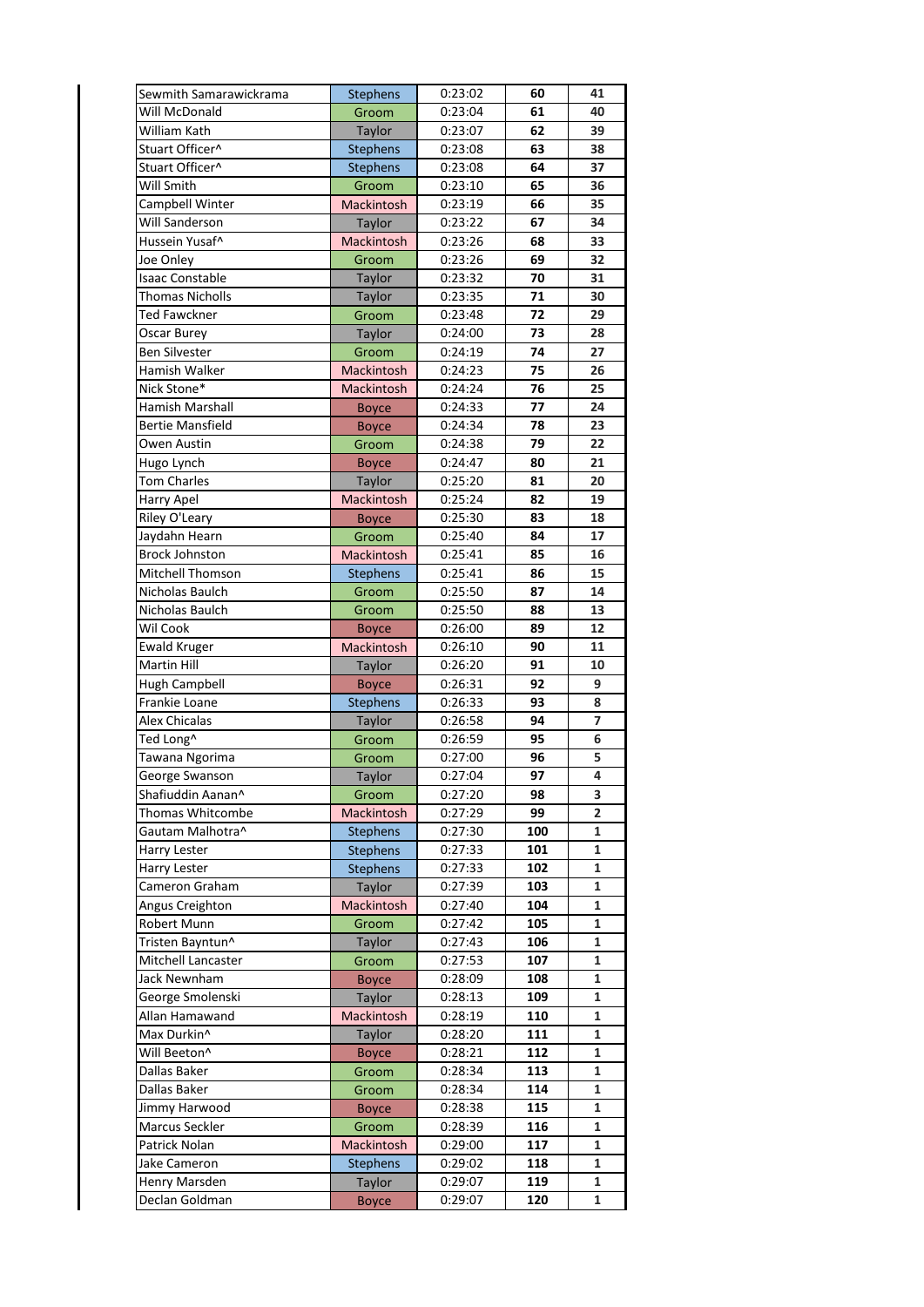| | | | | |
|---|---|---|---|---|
| Sewmith Samarawickrama | Stephens | 0:23:02 | **60** | **41** |
| Will McDonald | Groom | 0:23:04 | **61** | **40** |
| William Kath | Taylor | 0:23:07 | **62** | **39** |
| Stuart Officer^ | Stephens | 0:23:08 | **63** | **38** |
| Stuart Officer^ | Stephens | 0:23:08 | **64** | **37** |
| Will Smith | Groom | 0:23:10 | **65** | **36** |
| Campbell Winter | Mackintosh | 0:23:19 | **66** | **35** |
| Will Sanderson | Taylor | 0:23:22 | **67** | **34** |
| Hussein Yusaf^ | Mackintosh | 0:23:26 | **68** | **33** |
| Joe Onley | Groom | 0:23:26 | **69** | **32** |
| Isaac Constable | Taylor | 0:23:32 | **70** | **31** |
| Thomas Nicholls | Taylor | 0:23:35 | **71** | **30** |
| Ted Fawckner | Groom | 0:23:48 | **72** | **29** |
| Oscar Burey | Taylor | 0:24:00 | **73** | **28** |
| Ben Silvester | Groom | 0:24:19 | **74** | **27** |
| Hamish Walker | Mackintosh | 0:24:23 | **75** | **26** |
| Nick Stone* | Mackintosh | 0:24:24 | **76** | **25** |
| Hamish Marshall | Boyce | 0:24:33 | **77** | **24** |
| Bertie Mansfield | Boyce | 0:24:34 | **78** | **23** |
| Owen Austin | Groom | 0:24:38 | **79** | **22** |
| Hugo Lynch | Boyce | 0:24:47 | **80** | **21** |
| Tom Charles | Taylor | 0:25:20 | **81** | **20** |
| Harry Apel | Mackintosh | 0:25:24 | **82** | **19** |
| Riley O'Leary | Boyce | 0:25:30 | **83** | **18** |
| Jaydahn Hearn | Groom | 0:25:40 | **84** | **17** |
| Brock Johnston | Mackintosh | 0:25:41 | **85** | **16** |
| Mitchell Thomson | Stephens | 0:25:41 | **86** | **15** |
| Nicholas Baulch | Groom | 0:25:50 | **87** | **14** |
| Nicholas Baulch | Groom | 0:25:50 | **88** | **13** |
| Wil Cook | Boyce | 0:26:00 | **89** | **12** |
| Ewald Kruger | Mackintosh | 0:26:10 | **90** | **11** |
| Martin Hill | Taylor | 0:26:20 | **91** | **10** |
| Hugh Campbell | Boyce | 0:26:31 | **92** | **9** |
| Frankie Loane | Stephens | 0:26:33 | **93** | **8** |
| Alex Chicalas | Taylor | 0:26:58 | **94** | **7** |
| Ted Long^ | Groom | 0:26:59 | **95** | **6** |
| Tawana Ngorima | Groom | 0:27:00 | **96** | **5** |
| George Swanson | Taylor | 0:27:04 | **97** | **4** |
| Shafiuddin Aanan^ | Groom | 0:27:20 | **98** | **3** |
| Thomas Whitcombe | Mackintosh | 0:27:29 | **99** | **2** |
| Gautam Malhotra^ | Stephens | 0:27:30 | **100** | **1** |
| Harry Lester | Stephens | 0:27:33 | **101** | **1** |
| Harry Lester | Stephens | 0:27:33 | **102** | **1** |
| Cameron Graham | Taylor | 0:27:39 | **103** | **1** |
| Angus Creighton | Mackintosh | 0:27:40 | **104** | **1** |
| Robert Munn | Groom | 0:27:42 | **105** | **1** |
| Tristen Bayntun^ | Taylor | 0:27:43 | **106** | **1** |
| Mitchell Lancaster | Groom | 0:27:53 | **107** | **1** |
| Jack Newnham | Boyce | 0:28:09 | **108** | **1** |
| George Smolenski | Taylor | 0:28:13 | **109** | **1** |
| Allan Hamawand | Mackintosh | 0:28:19 | **110** | **1** |
| Max Durkin^ | Taylor | 0:28:20 | **111** | **1** |
| Will Beeton^ | Boyce | 0:28:21 | **112** | **1** |
| Dallas Baker | Groom | 0:28:34 | **113** | **1** |
| Dallas Baker | Groom | 0:28:34 | **114** | **1** |
| Jimmy Harwood | Boyce | 0:28:38 | **115** | **1** |
| Marcus Seckler | Groom | 0:28:39 | **116** | **1** |
| Patrick Nolan | Mackintosh | 0:29:00 | **117** | **1** |
| Jake Cameron | Stephens | 0:29:02 | **118** | **1** |
| Henry Marsden | Taylor | 0:29:07 | **119** | **1** |
| Declan Goldman | Boyce | 0:29:07 | **120** | **1** |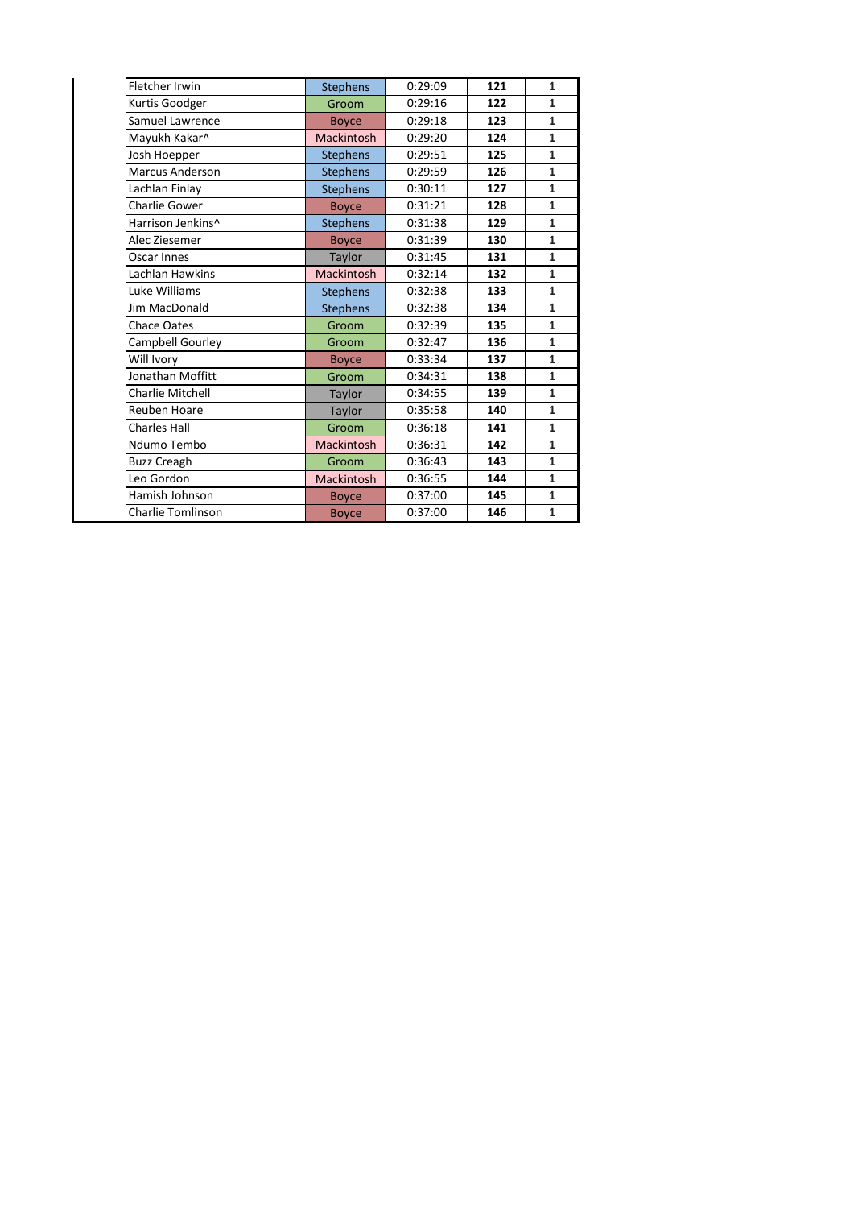| | | | | |
|---|---|---|---|---|
| Fletcher Irwin | Stephens | 0:29:09 | **121** | **1** |
| Kurtis Goodger | Groom | 0:29:16 | **122** | **1** |
| Samuel Lawrence | Boyce | 0:29:18 | **123** | **1** |
| Mayukh Kakar^ | Mackintosh | 0:29:20 | **124** | **1** |
| Josh Hoepper | Stephens | 0:29:51 | **125** | **1** |
| Marcus Anderson | Stephens | 0:29:59 | **126** | **1** |
| Lachlan Finlay | Stephens | 0:30:11 | **127** | **1** |
| Charlie Gower | Boyce | 0:31:21 | **128** | **1** |
| Harrison Jenkins^ | Stephens | 0:31:38 | **129** | **1** |
| Alec Ziesemer | Boyce | 0:31:39 | **130** | **1** |
| Oscar Innes | Taylor | 0:31:45 | **131** | **1** |
| Lachlan Hawkins | Mackintosh | 0:32:14 | **132** | **1** |
| Luke Williams | Stephens | 0:32:38 | **133** | **1** |
| Jim MacDonald | Stephens | 0:32:38 | **134** | **1** |
| Chace Oates | Groom | 0:32:39 | **135** | **1** |
| Campbell Gourley | Groom | 0:32:47 | **136** | **1** |
| Will Ivory | Boyce | 0:33:34 | **137** | **1** |
| Jonathan Moffitt | Groom | 0:34:31 | **138** | **1** |
| Charlie Mitchell | Taylor | 0:34:55 | **139** | **1** |
| Reuben Hoare | Taylor | 0:35:58 | **140** | **1** |
| Charles Hall | Groom | 0:36:18 | **141** | **1** |
| Ndumo Tembo | Mackintosh | 0:36:31 | **142** | **1** |
| Buzz Creagh | Groom | 0:36:43 | **143** | **1** |
| Leo Gordon | Mackintosh | 0:36:55 | **144** | **1** |
| Hamish Johnson | Boyce | 0:37:00 | **145** | **1** |
| Charlie Tomlinson | Boyce | 0:37:00 | **146** | **1** |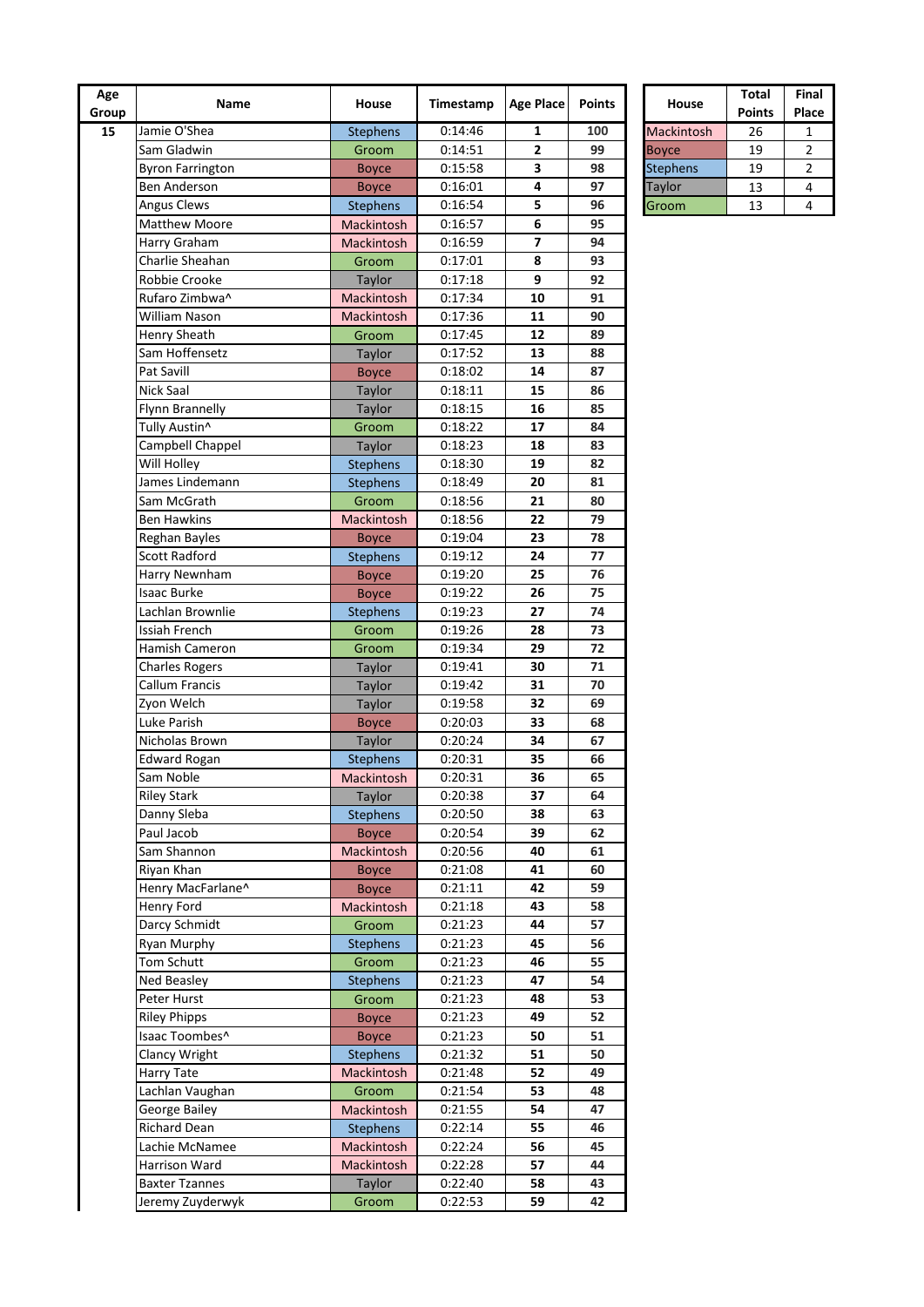| Age Group | Name | House | Timestamp | Age Place | Points |
|---|---|---|---|---|---|
| 15 | Jamie O'Shea | Stephens | 0:14:46 | **1** | **100** |
| | Sam Gladwin | Groom | 0:14:51 | **2** | **99** |
| | Byron Farrington | Boyce | 0:15:58 | **3** | **98** |
| | Ben Anderson | Boyce | 0:16:01 | **4** | **97** |
| | Angus Clews | Stephens | 0:16:54 | **5** | **96** |
| | Matthew Moore | Mackintosh | 0:16:57 | **6** | **95** |
| | Harry Graham | Mackintosh | 0:16:59 | **7** | **94** |
| | Charlie Sheahan | Groom | 0:17:01 | **8** | **93** |
| | Robbie Crooke | Taylor | 0:17:18 | **9** | **92** |
| | Rufaro Zimbwa^ | Mackintosh | 0:17:34 | **10** | **91** |
| | William Nason | Mackintosh | 0:17:36 | **11** | **90** |
| | Henry Sheath | Groom | 0:17:45 | **12** | **89** |
| | Sam Hoffensetz | Taylor | 0:17:52 | **13** | **88** |
| | Pat Savill | Boyce | 0:18:02 | **14** | **87** |
| | Nick Saal | Taylor | 0:18:11 | **15** | **86** |
| | Flynn Brannelly | Taylor | 0:18:15 | **16** | **85** |
| | Tully Austin^ | Groom | 0:18:22 | **17** | **84** |
| | Campbell Chappel | Taylor | 0:18:23 | **18** | **83** |
| | Will Holley | Stephens | 0:18:30 | **19** | **82** |
| | James Lindemann | Stephens | 0:18:49 | **20** | **81** |
| | Sam McGrath | Groom | 0:18:56 | **21** | **80** |
| | Ben Hawkins | Mackintosh | 0:18:56 | **22** | **79** |
| | Reghan Bayles | Boyce | 0:19:04 | **23** | **78** |
| | Scott Radford | Stephens | 0:19:12 | **24** | **77** |
| | Harry Newnham | Boyce | 0:19:20 | **25** | **76** |
| | Isaac Burke | Boyce | 0:19:22 | **26** | **75** |
| | Lachlan Brownlie | Stephens | 0:19:23 | **27** | **74** |
| | Issiah French | Groom | 0:19:26 | **28** | **73** |
| | Hamish Cameron | Groom | 0:19:34 | **29** | **72** |
| | Charles Rogers | Taylor | 0:19:41 | **30** | **71** |
| | Callum Francis | Taylor | 0:19:42 | **31** | **70** |
| | Zyon Welch | Taylor | 0:19:58 | **32** | **69** |
| | Luke Parish | Boyce | 0:20:03 | **33** | **68** |
| | Nicholas Brown | Taylor | 0:20:24 | **34** | **67** |
| | Edward Rogan | Stephens | 0:20:31 | **35** | **66** |
| | Sam Noble | Mackintosh | 0:20:31 | **36** | **65** |
| | Riley Stark | Taylor | 0:20:38 | **37** | **64** |
| | Danny Sleba | Stephens | 0:20:50 | **38** | **63** |
| | Paul Jacob | Boyce | 0:20:54 | **39** | **62** |
| | Sam Shannon | Mackintosh | 0:20:56 | **40** | **61** |
| | Riyan Khan | Boyce | 0:21:08 | **41** | **60** |
| | Henry MacFarlane^ | Boyce | 0:21:11 | **42** | **59** |
| | Henry Ford | Mackintosh | 0:21:18 | **43** | **58** |
| | Darcy Schmidt | Groom | 0:21:23 | **44** | **57** |
| | Ryan Murphy | Stephens | 0:21:23 | **45** | **56** |
| | Tom Schutt | Groom | 0:21:23 | **46** | **55** |
| | Ned Beasley | Stephens | 0:21:23 | **47** | **54** |
| | Peter Hurst | Groom | 0:21:23 | **48** | **53** |
| | Riley Phipps | Boyce | 0:21:23 | **49** | **52** |
| | Isaac Toombes^ | Boyce | 0:21:23 | **50** | **51** |
| | Clancy Wright | Stephens | 0:21:32 | **51** | **50** |
| | Harry Tate | Mackintosh | 0:21:48 | **52** | **49** |
| | Lachlan Vaughan | Groom | 0:21:54 | **53** | **48** |
| | George Bailey | Mackintosh | 0:21:55 | **54** | **47** |
| | Richard Dean | Stephens | 0:22:14 | **55** | **46** |
| | Lachie McNamee | Mackintosh | 0:22:24 | **56** | **45** |
| | Harrison Ward | Mackintosh | 0:22:28 | **57** | **44** |
| | Baxter Tzannes | Taylor | 0:22:40 | **58** | **43** |
| | Jeremy Zuyderwyk | Groom | 0:22:53 | **59** | **42** |

| House | Total Points | Final Place |
|---|---|---|
| Mackintosh | 26 | 1 |
| Boyce | 19 | 2 |
| Stephens | 19 | 2 |
| Taylor | 13 | 4 |
| Groom | 13 | 4 |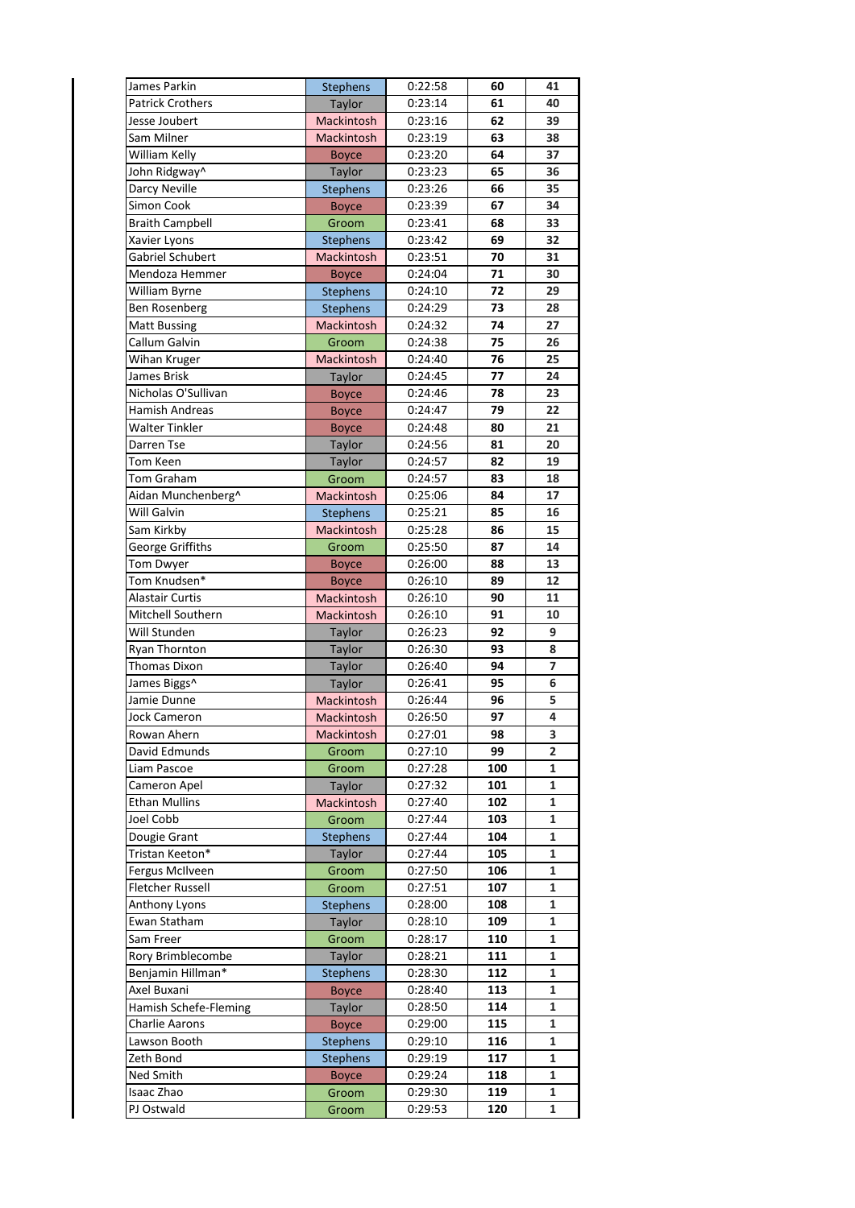| | | | | |
|---|---|---|---|---|
| James Parkin | Stephens | 0:22:58 | **60** | **41** |
| Patrick Crothers | Taylor | 0:23:14 | **61** | **40** |
| Jesse Joubert | Mackintosh | 0:23:16 | **62** | **39** |
| Sam Milner | Mackintosh | 0:23:19 | **63** | **38** |
| William Kelly | Boyce | 0:23:20 | **64** | **37** |
| John Ridgway^ | Taylor | 0:23:23 | **65** | **36** |
| Darcy Neville | Stephens | 0:23:26 | **66** | **35** |
| Simon Cook | Boyce | 0:23:39 | **67** | **34** |
| Braith Campbell | Groom | 0:23:41 | **68** | **33** |
| Xavier Lyons | Stephens | 0:23:42 | **69** | **32** |
| Gabriel Schubert | Mackintosh | 0:23:51 | **70** | **31** |
| Mendoza Hemmer | Boyce | 0:24:04 | **71** | **30** |
| William Byrne | Stephens | 0:24:10 | **72** | **29** |
| Ben Rosenberg | Stephens | 0:24:29 | **73** | **28** |
| Matt Bussing | Mackintosh | 0:24:32 | **74** | **27** |
| Callum Galvin | Groom | 0:24:38 | **75** | **26** |
| Wihan Kruger | Mackintosh | 0:24:40 | **76** | **25** |
| James Brisk | Taylor | 0:24:45 | **77** | **24** |
| Nicholas O'Sullivan | Boyce | 0:24:46 | **78** | **23** |
| Hamish Andreas | Boyce | 0:24:47 | **79** | **22** |
| Walter Tinkler | Boyce | 0:24:48 | **80** | **21** |
| Darren Tse | Taylor | 0:24:56 | **81** | **20** |
| Tom Keen | Taylor | 0:24:57 | **82** | **19** |
| Tom Graham | Groom | 0:24:57 | **83** | **18** |
| Aidan Munchenberg^ | Mackintosh | 0:25:06 | **84** | **17** |
| Will Galvin | Stephens | 0:25:21 | **85** | **16** |
| Sam Kirkby | Mackintosh | 0:25:28 | **86** | **15** |
| George Griffiths | Groom | 0:25:50 | **87** | **14** |
| Tom Dwyer | Boyce | 0:26:00 | **88** | **13** |
| Tom Knudsen* | Boyce | 0:26:10 | **89** | **12** |
| Alastair Curtis | Mackintosh | 0:26:10 | **90** | **11** |
| Mitchell Southern | Mackintosh | 0:26:10 | **91** | **10** |
| Will Stunden | Taylor | 0:26:23 | **92** | **9** |
| Ryan Thornton | Taylor | 0:26:30 | **93** | **8** |
| Thomas Dixon | Taylor | 0:26:40 | **94** | **7** |
| James Biggs^ | Taylor | 0:26:41 | **95** | **6** |
| Jamie Dunne | Mackintosh | 0:26:44 | **96** | **5** |
| Jock Cameron | Mackintosh | 0:26:50 | **97** | **4** |
| Rowan Ahern | Mackintosh | 0:27:01 | **98** | **3** |
| David Edmunds | Groom | 0:27:10 | **99** | **2** |
| Liam Pascoe | Groom | 0:27:28 | **100** | **1** |
| Cameron Apel | Taylor | 0:27:32 | **101** | **1** |
| Ethan Mullins | Mackintosh | 0:27:40 | **102** | **1** |
| Joel Cobb | Groom | 0:27:44 | **103** | **1** |
| Dougie Grant | Stephens | 0:27:44 | **104** | **1** |
| Tristan Keeton* | Taylor | 0:27:44 | **105** | **1** |
| Fergus McIlveen | Groom | 0:27:50 | **106** | **1** |
| Fletcher Russell | Groom | 0:27:51 | **107** | **1** |
| Anthony Lyons | Stephens | 0:28:00 | **108** | **1** |
| Ewan Statham | Taylor | 0:28:10 | **109** | **1** |
| Sam Freer | Groom | 0:28:17 | **110** | **1** |
| Rory Brimblecombe | Taylor | 0:28:21 | **111** | **1** |
| Benjamin Hillman* | Stephens | 0:28:30 | **112** | **1** |
| Axel Buxani | Boyce | 0:28:40 | **113** | **1** |
| Hamish Schefe-Fleming | Taylor | 0:28:50 | **114** | **1** |
| Charlie Aarons | Boyce | 0:29:00 | **115** | **1** |
| Lawson Booth | Stephens | 0:29:10 | **116** | **1** |
| Zeth Bond | Stephens | 0:29:19 | **117** | **1** |
| Ned Smith | Boyce | 0:29:24 | **118** | **1** |
| Isaac Zhao | Groom | 0:29:30 | **119** | **1** |
| PJ Ostwald | Groom | 0:29:53 | **120** | **1** |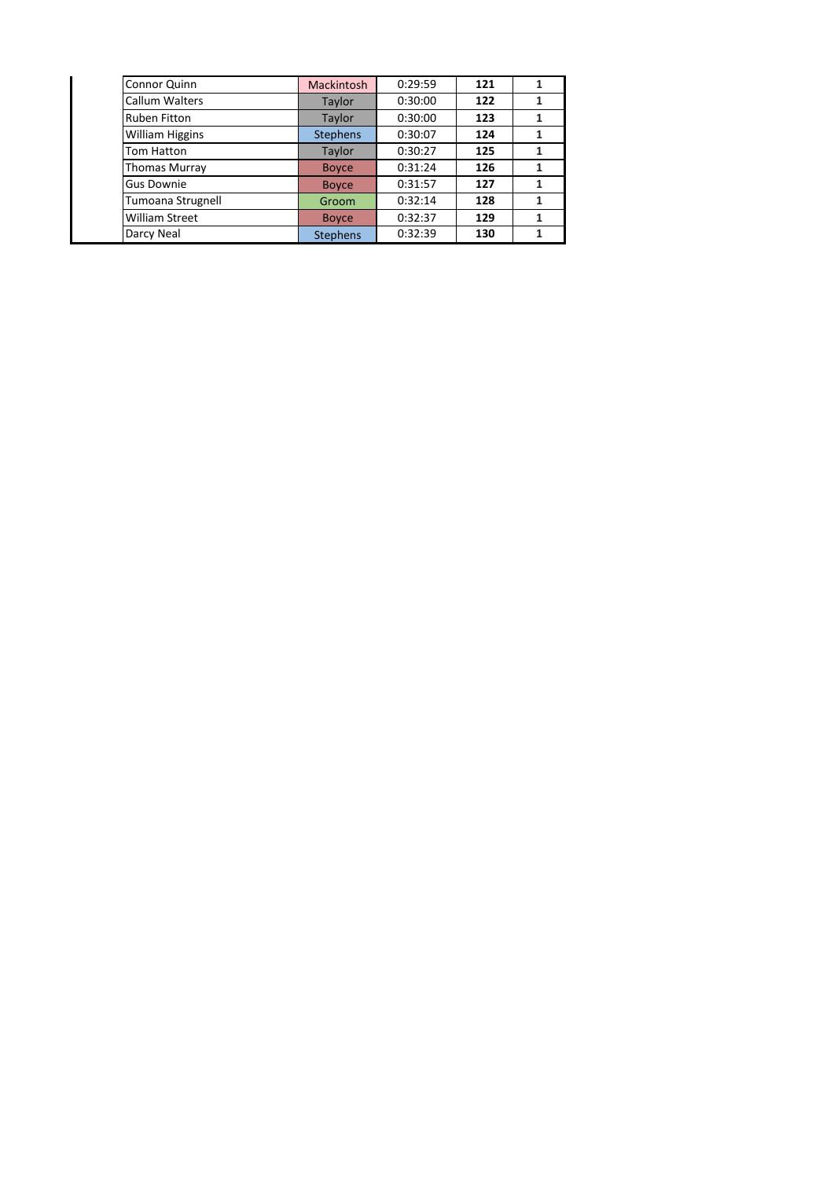| | | | | |
|---|---|---|---|---|
| Connor Quinn | Mackintosh | 0:29:59 | **121** | **1** |
| Callum Walters | Taylor | 0:30:00 | **122** | **1** |
| Ruben Fitton | Taylor | 0:30:00 | **123** | **1** |
| William Higgins | Stephens | 0:30:07 | **124** | **1** |
| Tom Hatton | Taylor | 0:30:27 | **125** | **1** |
| Thomas Murray | Boyce | 0:31:24 | **126** | **1** |
| Gus Downie | Boyce | 0:31:57 | **127** | **1** |
| Tumoana Strugnell | Groom | 0:32:14 | **128** | **1** |
| William Street | Boyce | 0:32:37 | **129** | **1** |
| Darcy Neal | Stephens | 0:32:39 | **130** | **1** |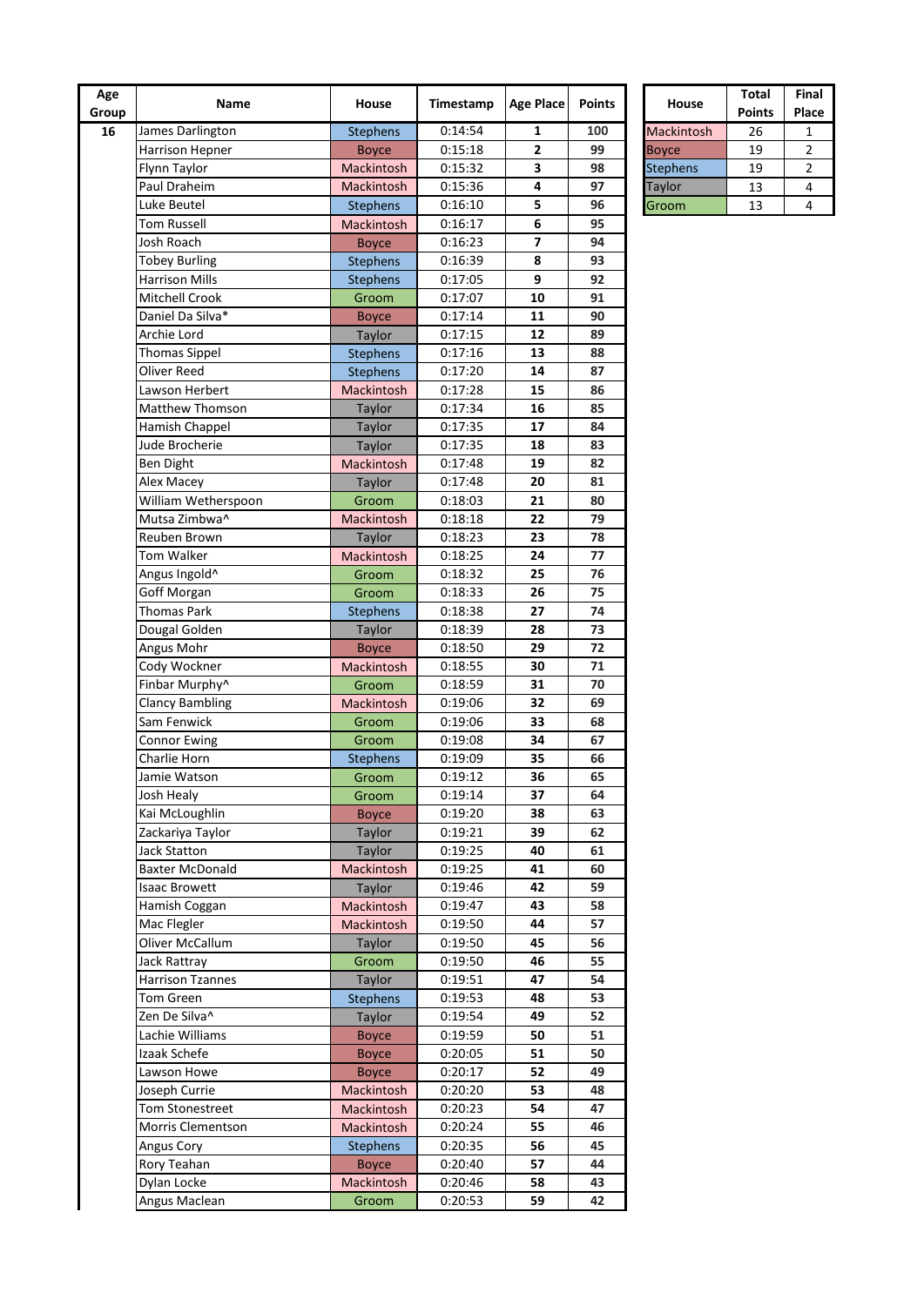| Age Group | Name | House | Timestamp | Age Place | Points |
|---|---|---|---|---|---|
| 16 | James Darlington | Stephens | 0:14:54 | 1 | 100 |
| | Harrison Hepner | Boyce | 0:15:18 | 2 | 99 |
| | Flynn Taylor | Mackintosh | 0:15:32 | 3 | 98 |
| | Paul Draheim | Mackintosh | 0:15:36 | 4 | 97 |
| | Luke Beutel | Stephens | 0:16:10 | 5 | 96 |
| | Tom Russell | Mackintosh | 0:16:17 | 6 | 95 |
| | Josh Roach | Boyce | 0:16:23 | 7 | 94 |
| | Tobey Burling | Stephens | 0:16:39 | 8 | 93 |
| | Harrison Mills | Stephens | 0:17:05 | 9 | 92 |
| | Mitchell Crook | Groom | 0:17:07 | 10 | 91 |
| | Daniel Da Silva* | Boyce | 0:17:14 | 11 | 90 |
| | Archie Lord | Taylor | 0:17:15 | 12 | 89 |
| | Thomas Sippel | Stephens | 0:17:16 | 13 | 88 |
| | Oliver Reed | Stephens | 0:17:20 | 14 | 87 |
| | Lawson Herbert | Mackintosh | 0:17:28 | 15 | 86 |
| | Matthew Thomson | Taylor | 0:17:34 | 16 | 85 |
| | Hamish Chappel | Taylor | 0:17:35 | 17 | 84 |
| | Jude Brocherie | Taylor | 0:17:35 | 18 | 83 |
| | Ben Dight | Mackintosh | 0:17:48 | 19 | 82 |
| | Alex Macey | Taylor | 0:17:48 | 20 | 81 |
| | William Wetherspoon | Groom | 0:18:03 | 21 | 80 |
| | Mutsa Zimbwa^ | Mackintosh | 0:18:18 | 22 | 79 |
| | Reuben Brown | Taylor | 0:18:23 | 23 | 78 |
| | Tom Walker | Mackintosh | 0:18:25 | 24 | 77 |
| | Angus Ingold^ | Groom | 0:18:32 | 25 | 76 |
| | Goff Morgan | Groom | 0:18:33 | 26 | 75 |
| | Thomas Park | Stephens | 0:18:38 | 27 | 74 |
| | Dougal Golden | Taylor | 0:18:39 | 28 | 73 |
| | Angus Mohr | Boyce | 0:18:50 | 29 | 72 |
| | Cody Wockner | Mackintosh | 0:18:55 | 30 | 71 |
| | Finbar Murphy^ | Groom | 0:18:59 | 31 | 70 |
| | Clancy Bambling | Mackintosh | 0:19:06 | 32 | 69 |
| | Sam Fenwick | Groom | 0:19:06 | 33 | 68 |
| | Connor Ewing | Groom | 0:19:08 | 34 | 67 |
| | Charlie Horn | Stephens | 0:19:09 | 35 | 66 |
| | Jamie Watson | Groom | 0:19:12 | 36 | 65 |
| | Josh Healy | Groom | 0:19:14 | 37 | 64 |
| | Kai McLoughlin | Boyce | 0:19:20 | 38 | 63 |
| | Zackariya Taylor | Taylor | 0:19:21 | 39 | 62 |
| | Jack Statton | Taylor | 0:19:25 | 40 | 61 |
| | Baxter McDonald | Mackintosh | 0:19:25 | 41 | 60 |
| | Isaac Browett | Taylor | 0:19:46 | 42 | 59 |
| | Hamish Coggan | Mackintosh | 0:19:47 | 43 | 58 |
| | Mac Flegler | Mackintosh | 0:19:50 | 44 | 57 |
| | Oliver McCallum | Taylor | 0:19:50 | 45 | 56 |
| | Jack Rattray | Groom | 0:19:50 | 46 | 55 |
| | Harrison Tzannes | Taylor | 0:19:51 | 47 | 54 |
| | Tom Green | Stephens | 0:19:53 | 48 | 53 |
| | Zen De Silva^ | Taylor | 0:19:54 | 49 | 52 |
| | Lachie Williams | Boyce | 0:19:59 | 50 | 51 |
| | Izaak Schefe | Boyce | 0:20:05 | 51 | 50 |
| | Lawson Howe | Boyce | 0:20:17 | 52 | 49 |
| | Joseph Currie | Mackintosh | 0:20:20 | 53 | 48 |
| | Tom Stonestreet | Mackintosh | 0:20:23 | 54 | 47 |
| | Morris Clementson | Mackintosh | 0:20:24 | 55 | 46 |
| | Angus Cory | Stephens | 0:20:35 | 56 | 45 |
| | Rory Teahan | Boyce | 0:20:40 | 57 | 44 |
| | Dylan Locke | Mackintosh | 0:20:46 | 58 | 43 |
| | Angus Maclean | Groom | 0:20:53 | 59 | 42 |

| House | Total Points | Final Place |
|---|---|---|
| Mackintosh | 26 | 1 |
| Boyce | 19 | 2 |
| Stephens | 19 | 2 |
| Taylor | 13 | 4 |
| Groom | 13 | 4 |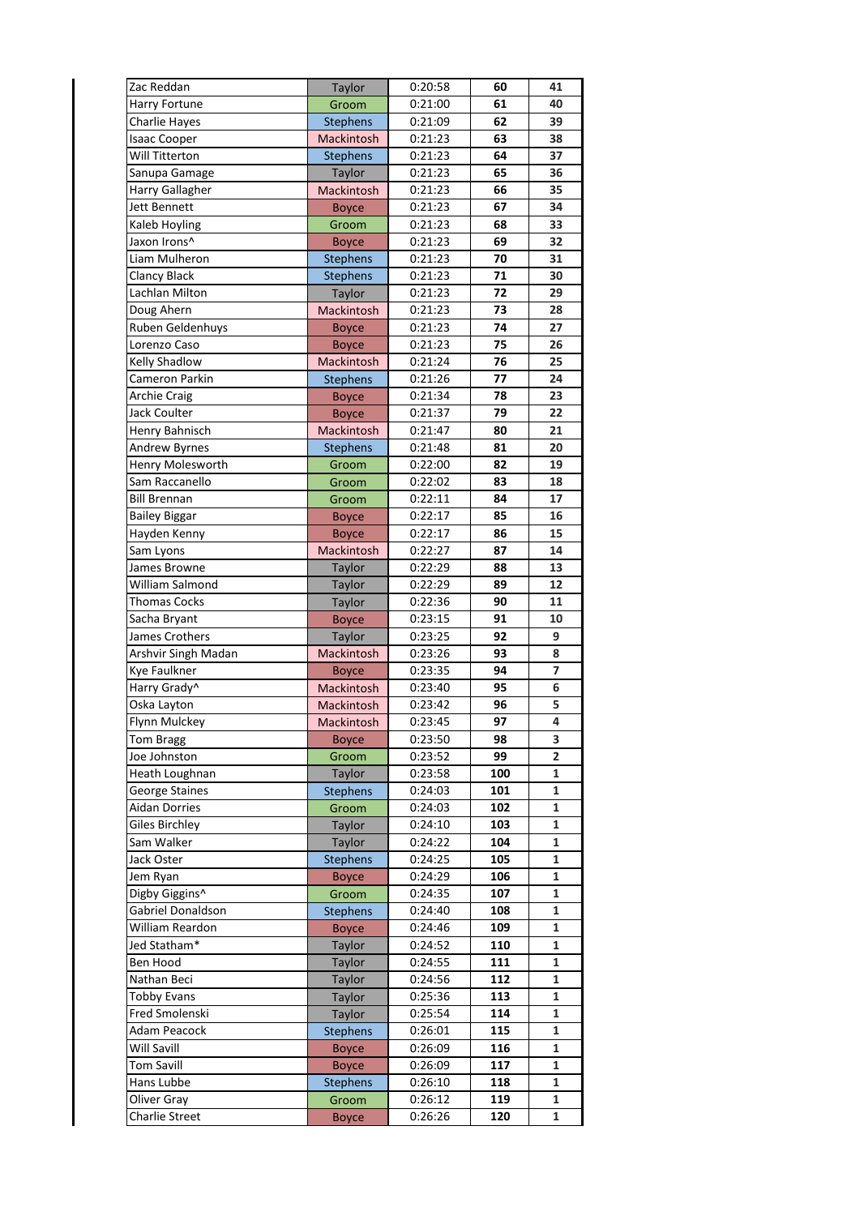| | | | | |
|---|---|---|---|---|
| Zac Reddan | Taylor | 0:20:58 | 60 | 41 |
| Harry Fortune | Groom | 0:21:00 | 61 | 40 |
| Charlie Hayes | Stephens | 0:21:09 | 62 | 39 |
| Isaac Cooper | Mackintosh | 0:21:23 | 63 | 38 |
| Will Titterton | Stephens | 0:21:23 | 64 | 37 |
| Sanupa Gamage | Taylor | 0:21:23 | 65 | 36 |
| Harry Gallagher | Mackintosh | 0:21:23 | 66 | 35 |
| Jett Bennett | Boyce | 0:21:23 | 67 | 34 |
| Kaleb Hoyling | Groom | 0:21:23 | 68 | 33 |
| Jaxon Irons^ | Boyce | 0:21:23 | 69 | 32 |
| Liam Mulheron | Stephens | 0:21:23 | 70 | 31 |
| Clancy Black | Stephens | 0:21:23 | 71 | 30 |
| Lachlan Milton | Taylor | 0:21:23 | 72 | 29 |
| Doug Ahern | Mackintosh | 0:21:23 | 73 | 28 |
| Ruben Geldenhuys | Boyce | 0:21:23 | 74 | 27 |
| Lorenzo Caso | Boyce | 0:21:23 | 75 | 26 |
| Kelly Shadlow | Mackintosh | 0:21:24 | 76 | 25 |
| Cameron Parkin | Stephens | 0:21:26 | 77 | 24 |
| Archie Craig | Boyce | 0:21:34 | 78 | 23 |
| Jack Coulter | Boyce | 0:21:37 | 79 | 22 |
| Henry Bahnisch | Mackintosh | 0:21:47 | 80 | 21 |
| Andrew Byrnes | Stephens | 0:21:48 | 81 | 20 |
| Henry Molesworth | Groom | 0:22:00 | 82 | 19 |
| Sam Raccanello | Groom | 0:22:02 | 83 | 18 |
| Bill Brennan | Groom | 0:22:11 | 84 | 17 |
| Bailey Biggar | Boyce | 0:22:17 | 85 | 16 |
| Hayden Kenny | Boyce | 0:22:17 | 86 | 15 |
| Sam Lyons | Mackintosh | 0:22:27 | 87 | 14 |
| James Browne | Taylor | 0:22:29 | 88 | 13 |
| William Salmond | Taylor | 0:22:29 | 89 | 12 |
| Thomas Cocks | Taylor | 0:22:36 | 90 | 11 |
| Sacha Bryant | Boyce | 0:23:15 | 91 | 10 |
| James Crothers | Taylor | 0:23:25 | 92 | 9 |
| Arshvir Singh Madan | Mackintosh | 0:23:26 | 93 | 8 |
| Kye Faulkner | Boyce | 0:23:35 | 94 | 7 |
| Harry Grady^ | Mackintosh | 0:23:40 | 95 | 6 |
| Oska Layton | Mackintosh | 0:23:42 | 96 | 5 |
| Flynn Mulckey | Mackintosh | 0:23:45 | 97 | 4 |
| Tom Bragg | Boyce | 0:23:50 | 98 | 3 |
| Joe Johnston | Groom | 0:23:52 | 99 | 2 |
| Heath Loughnan | Taylor | 0:23:58 | 100 | 1 |
| George Staines | Stephens | 0:24:03 | 101 | 1 |
| Aidan Dorries | Groom | 0:24:03 | 102 | 1 |
| Giles Birchley | Taylor | 0:24:10 | 103 | 1 |
| Sam Walker | Taylor | 0:24:22 | 104 | 1 |
| Jack Oster | Stephens | 0:24:25 | 105 | 1 |
| Jem Ryan | Boyce | 0:24:29 | 106 | 1 |
| Digby Giggins^ | Groom | 0:24:35 | 107 | 1 |
| Gabriel Donaldson | Stephens | 0:24:40 | 108 | 1 |
| William Reardon | Boyce | 0:24:46 | 109 | 1 |
| Jed Statham* | Taylor | 0:24:52 | 110 | 1 |
| Ben Hood | Taylor | 0:24:55 | 111 | 1 |
| Nathan Beci | Taylor | 0:24:56 | 112 | 1 |
| Tobby Evans | Taylor | 0:25:36 | 113 | 1 |
| Fred Smolenski | Taylor | 0:25:54 | 114 | 1 |
| Adam Peacock | Stephens | 0:26:01 | 115 | 1 |
| Will Savill | Boyce | 0:26:09 | 116 | 1 |
| Tom Savill | Boyce | 0:26:09 | 117 | 1 |
| Hans Lubbe | Stephens | 0:26:10 | 118 | 1 |
| Oliver Gray | Groom | 0:26:12 | 119 | 1 |
| Charlie Street | Boyce | 0:26:26 | 120 | 1 |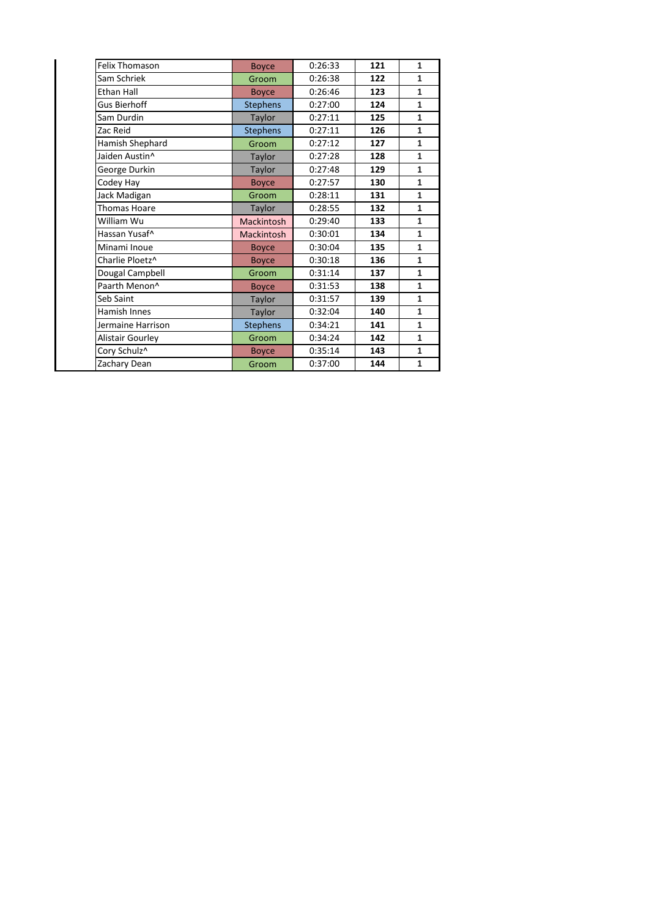| | | | | |
|---|---|---|---|---|
| Felix Thomason | Boyce | 0:26:33 | **121** | **1** |
| Sam Schriek | Groom | 0:26:38 | **122** | **1** |
| Ethan Hall | Boyce | 0:26:46 | **123** | **1** |
| Gus Bierhoff | Stephens | 0:27:00 | **124** | **1** |
| Sam Durdin | Taylor | 0:27:11 | **125** | **1** |
| Zac Reid | Stephens | 0:27:11 | **126** | **1** |
| Hamish Shephard | Groom | 0:27:12 | **127** | **1** |
| Jaiden Austin^ | Taylor | 0:27:28 | **128** | **1** |
| George Durkin | Taylor | 0:27:48 | **129** | **1** |
| Codey Hay | Boyce | 0:27:57 | **130** | **1** |
| Jack Madigan | Groom | 0:28:11 | **131** | **1** |
| Thomas Hoare | Taylor | 0:28:55 | **132** | **1** |
| William Wu | Mackintosh | 0:29:40 | **133** | **1** |
| Hassan Yusaf^ | Mackintosh | 0:30:01 | **134** | **1** |
| Minami Inoue | Boyce | 0:30:04 | **135** | **1** |
| Charlie Ploetz^ | Boyce | 0:30:18 | **136** | **1** |
| Dougal Campbell | Groom | 0:31:14 | **137** | **1** |
| Paarth Menon^ | Boyce | 0:31:53 | **138** | **1** |
| Seb Saint | Taylor | 0:31:57 | **139** | **1** |
| Hamish Innes | Taylor | 0:32:04 | **140** | **1** |
| Jermaine Harrison | Stephens | 0:34:21 | **141** | **1** |
| Alistair Gourley | Groom | 0:34:24 | **142** | **1** |
| Cory Schulz^ | Boyce | 0:35:14 | **143** | **1** |
| Zachary Dean | Groom | 0:37:00 | **144** | **1** |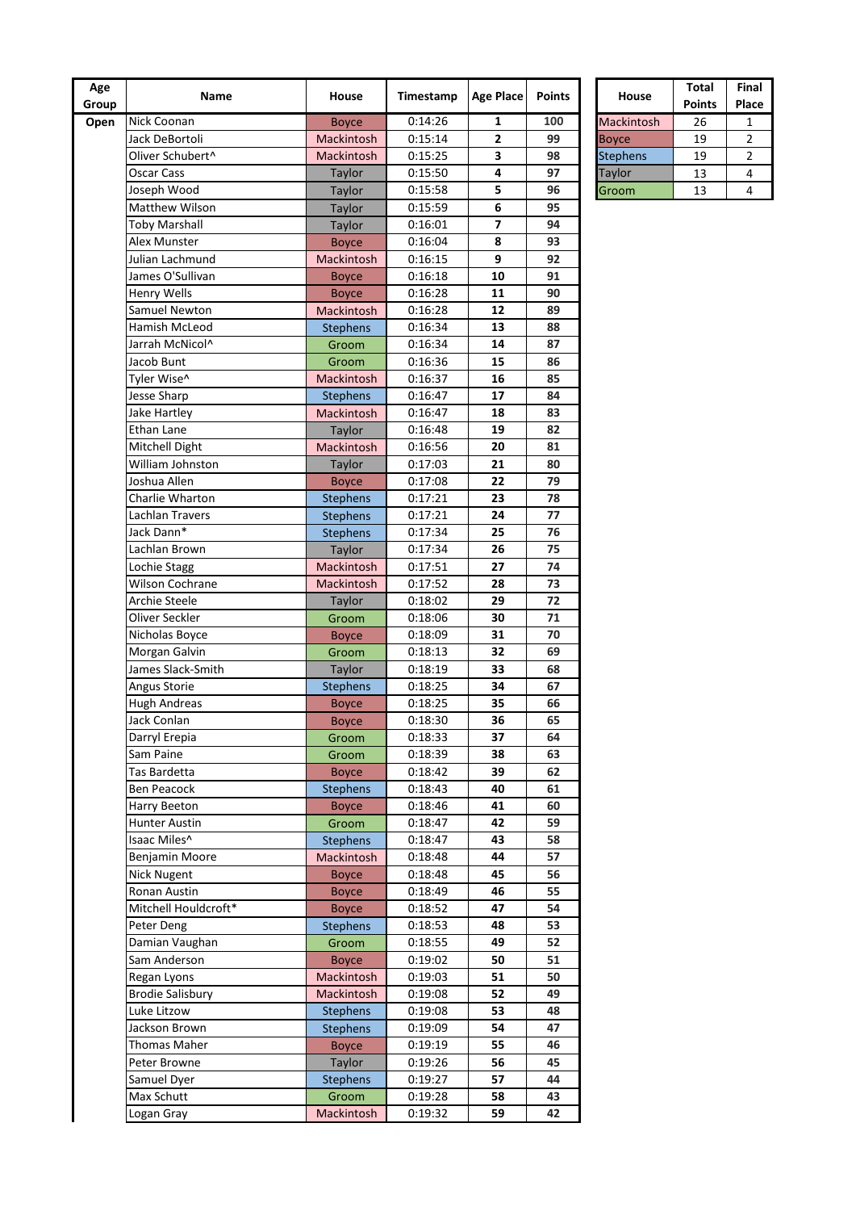| Age Group | Name | House | Timestamp | Age Place | Points |
|---|---|---|---|---|---|
| Open | Nick Coonan | Boyce | 0:14:26 | **1** | **100** |
| | Jack DeBortoli | Mackintosh | 0:15:14 | **2** | **99** |
| | Oliver Schubert^ | Mackintosh | 0:15:25 | **3** | **98** |
| | Oscar Cass | Taylor | 0:15:50 | **4** | **97** |
| | Joseph Wood | Taylor | 0:15:58 | **5** | **96** |
| | Matthew Wilson | Taylor | 0:15:59 | **6** | **95** |
| | Toby Marshall | Taylor | 0:16:01 | **7** | **94** |
| | Alex Munster | Boyce | 0:16:04 | **8** | **93** |
| | Julian Lachmund | Mackintosh | 0:16:15 | **9** | **92** |
| | James O'Sullivan | Boyce | 0:16:18 | **10** | **91** |
| | Henry Wells | Boyce | 0:16:28 | **11** | **90** |
| | Samuel Newton | Mackintosh | 0:16:28 | **12** | **89** |
| | Hamish McLeod | Stephens | 0:16:34 | **13** | **88** |
| | Jarrah McNicol^ | Groom | 0:16:34 | **14** | **87** |
| | Jacob Bunt | Groom | 0:16:36 | **15** | **86** |
| | Tyler Wise^ | Mackintosh | 0:16:37 | **16** | **85** |
| | Jesse Sharp | Stephens | 0:16:47 | **17** | **84** |
| | Jake Hartley | Mackintosh | 0:16:47 | **18** | **83** |
| | Ethan Lane | Taylor | 0:16:48 | **19** | **82** |
| | Mitchell Dight | Mackintosh | 0:16:56 | **20** | **81** |
| | William Johnston | Taylor | 0:17:03 | **21** | **80** |
| | Joshua Allen | Boyce | 0:17:08 | **22** | **79** |
| | Charlie Wharton | Stephens | 0:17:21 | **23** | **78** |
| | Lachlan Travers | Stephens | 0:17:21 | **24** | **77** |
| | Jack Dann* | Stephens | 0:17:34 | **25** | **76** |
| | Lachlan Brown | Taylor | 0:17:34 | **26** | **75** |
| | Lochie Stagg | Mackintosh | 0:17:51 | **27** | **74** |
| | Wilson Cochrane | Mackintosh | 0:17:52 | **28** | **73** |
| | Archie Steele | Taylor | 0:18:02 | **29** | **72** |
| | Oliver Seckler | Groom | 0:18:06 | **30** | **71** |
| | Nicholas Boyce | Boyce | 0:18:09 | **31** | **70** |
| | Morgan Galvin | Groom | 0:18:13 | **32** | **69** |
| | James Slack-Smith | Taylor | 0:18:19 | **33** | **68** |
| | Angus Storie | Stephens | 0:18:25 | **34** | **67** |
| | Hugh Andreas | Boyce | 0:18:25 | **35** | **66** |
| | Jack Conlan | Boyce | 0:18:30 | **36** | **65** |
| | Darryl Erepia | Groom | 0:18:33 | **37** | **64** |
| | Sam Paine | Groom | 0:18:39 | **38** | **63** |
| | Tas Bardetta | Boyce | 0:18:42 | **39** | **62** |
| | Ben Peacock | Stephens | 0:18:43 | **40** | **61** |
| | Harry Beeton | Boyce | 0:18:46 | **41** | **60** |
| | Hunter Austin | Groom | 0:18:47 | **42** | **59** |
| | Isaac Miles^ | Stephens | 0:18:47 | **43** | **58** |
| | Benjamin Moore | Mackintosh | 0:18:48 | **44** | **57** |
| | Nick Nugent | Boyce | 0:18:48 | **45** | **56** |
| | Ronan Austin | Boyce | 0:18:49 | **46** | **55** |
| | Mitchell Houldcroft* | Boyce | 0:18:52 | **47** | **54** |
| | Peter Deng | Stephens | 0:18:53 | **48** | **53** |
| | Damian Vaughan | Groom | 0:18:55 | **49** | **52** |
| | Sam Anderson | Boyce | 0:19:02 | **50** | **51** |
| | Regan Lyons | Mackintosh | 0:19:03 | **51** | **50** |
| | Brodie Salisbury | Mackintosh | 0:19:08 | **52** | **49** |
| | Luke Litzow | Stephens | 0:19:08 | **53** | **48** |
| | Jackson Brown | Stephens | 0:19:09 | **54** | **47** |
| | Thomas Maher | Boyce | 0:19:19 | **55** | **46** |
| | Peter Browne | Taylor | 0:19:26 | **56** | **45** |
| | Samuel Dyer | Stephens | 0:19:27 | **57** | **44** |
| | Max Schutt | Groom | 0:19:28 | **58** | **43** |
| | Logan Gray | Mackintosh | 0:19:32 | **59** | **42** |

| House | Total Points | Final Place |
|---|---|---|
| Mackintosh | 26 | 1 |
| Boyce | 19 | 2 |
| Stephens | 19 | 2 |
| Taylor | 13 | 4 |
| Groom | 13 | 4 |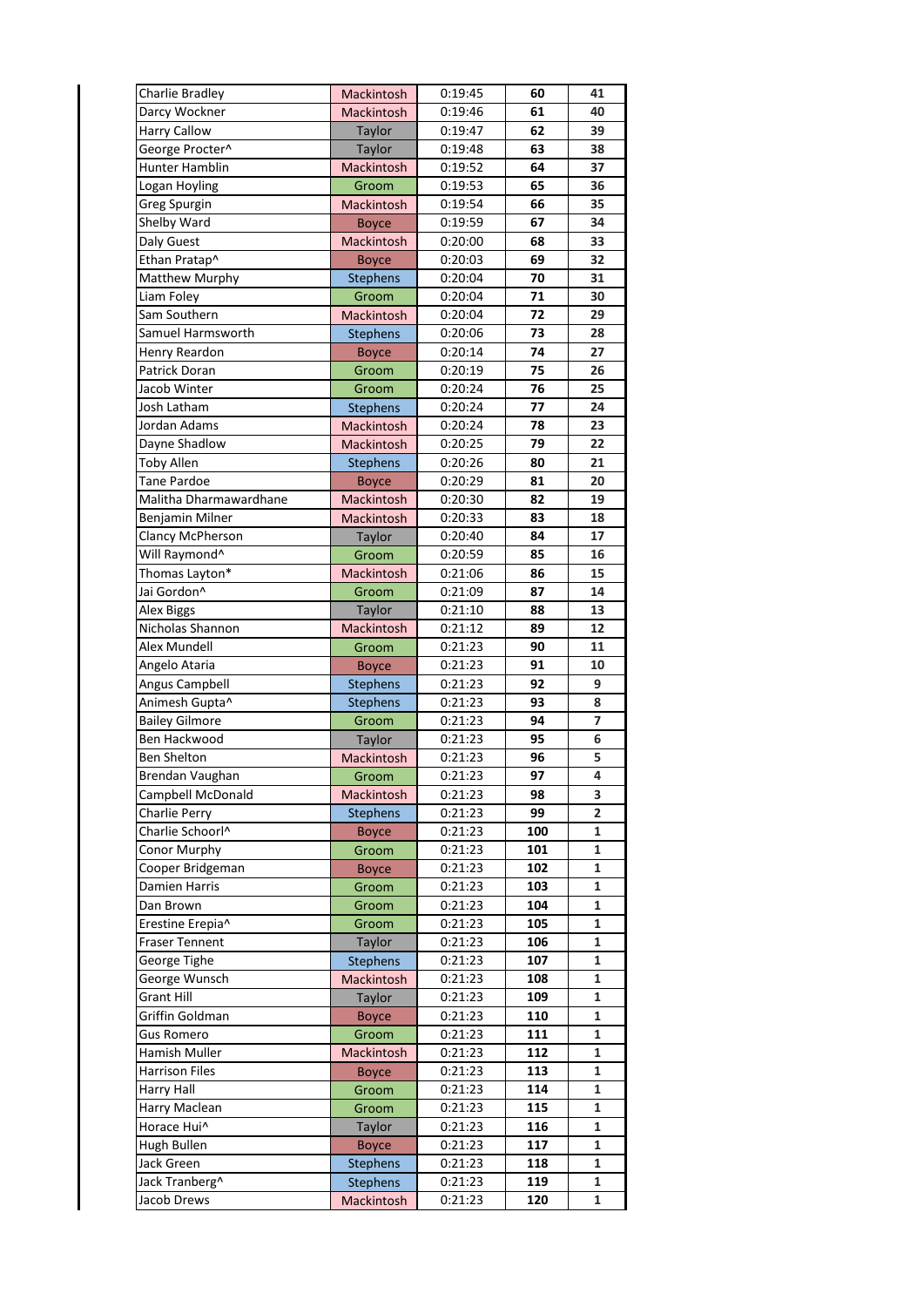| | | | | |
|---|---|---|---|---|
| Charlie Bradley | Mackintosh | 0:19:45 | **60** | **41** |
| Darcy Wockner | Mackintosh | 0:19:46 | **61** | **40** |
| Harry Callow | Taylor | 0:19:47 | **62** | **39** |
| George Procter^ | Taylor | 0:19:48 | **63** | **38** |
| Hunter Hamblin | Mackintosh | 0:19:52 | **64** | **37** |
| Logan Hoyling | Groom | 0:19:53 | **65** | **36** |
| Greg Spurgin | Mackintosh | 0:19:54 | **66** | **35** |
| Shelby Ward | Boyce | 0:19:59 | **67** | **34** |
| Daly Guest | Mackintosh | 0:20:00 | **68** | **33** |
| Ethan Pratap^ | Boyce | 0:20:03 | **69** | **32** |
| Matthew Murphy | Stephens | 0:20:04 | **70** | **31** |
| Liam Foley | Groom | 0:20:04 | **71** | **30** |
| Sam Southern | Mackintosh | 0:20:04 | **72** | **29** |
| Samuel Harmsworth | Stephens | 0:20:06 | **73** | **28** |
| Henry Reardon | Boyce | 0:20:14 | **74** | **27** |
| Patrick Doran | Groom | 0:20:19 | **75** | **26** |
| Jacob Winter | Groom | 0:20:24 | **76** | **25** |
| Josh Latham | Stephens | 0:20:24 | **77** | **24** |
| Jordan Adams | Mackintosh | 0:20:24 | **78** | **23** |
| Dayne Shadlow | Mackintosh | 0:20:25 | **79** | **22** |
| Toby Allen | Stephens | 0:20:26 | **80** | **21** |
| Tane Pardoe | Boyce | 0:20:29 | **81** | **20** |
| Malitha Dharmawardhane | Mackintosh | 0:20:30 | **82** | **19** |
| Benjamin Milner | Mackintosh | 0:20:33 | **83** | **18** |
| Clancy McPherson | Taylor | 0:20:40 | **84** | **17** |
| Will Raymond^ | Groom | 0:20:59 | **85** | **16** |
| Thomas Layton* | Mackintosh | 0:21:06 | **86** | **15** |
| Jai Gordon^ | Groom | 0:21:09 | **87** | **14** |
| Alex Biggs | Taylor | 0:21:10 | **88** | **13** |
| Nicholas Shannon | Mackintosh | 0:21:12 | **89** | **12** |
| Alex Mundell | Groom | 0:21:23 | **90** | **11** |
| Angelo Ataria | Boyce | 0:21:23 | **91** | **10** |
| Angus Campbell | Stephens | 0:21:23 | **92** | **9** |
| Animesh Gupta^ | Stephens | 0:21:23 | **93** | **8** |
| Bailey Gilmore | Groom | 0:21:23 | **94** | **7** |
| Ben Hackwood | Taylor | 0:21:23 | **95** | **6** |
| Ben Shelton | Mackintosh | 0:21:23 | **96** | **5** |
| Brendan Vaughan | Groom | 0:21:23 | **97** | **4** |
| Campbell McDonald | Mackintosh | 0:21:23 | **98** | **3** |
| Charlie Perry | Stephens | 0:21:23 | **99** | **2** |
| Charlie Schoorl^ | Boyce | 0:21:23 | **100** | **1** |
| Conor Murphy | Groom | 0:21:23 | **101** | **1** |
| Cooper Bridgeman | Boyce | 0:21:23 | **102** | **1** |
| Damien Harris | Groom | 0:21:23 | **103** | **1** |
| Dan Brown | Groom | 0:21:23 | **104** | **1** |
| Erestine Erepia^ | Groom | 0:21:23 | **105** | **1** |
| Fraser Tennent | Taylor | 0:21:23 | **106** | **1** |
| George Tighe | Stephens | 0:21:23 | **107** | **1** |
| George Wunsch | Mackintosh | 0:21:23 | **108** | **1** |
| Grant Hill | Taylor | 0:21:23 | **109** | **1** |
| Griffin Goldman | Boyce | 0:21:23 | **110** | **1** |
| Gus Romero | Groom | 0:21:23 | **111** | **1** |
| Hamish Muller | Mackintosh | 0:21:23 | **112** | **1** |
| Harrison Files | Boyce | 0:21:23 | **113** | **1** |
| Harry Hall | Groom | 0:21:23 | **114** | **1** |
| Harry Maclean | Groom | 0:21:23 | **115** | **1** |
| Horace Hui^ | Taylor | 0:21:23 | **116** | **1** |
| Hugh Bullen | Boyce | 0:21:23 | **117** | **1** |
| Jack Green | Stephens | 0:21:23 | **118** | **1** |
| Jack Tranberg^ | Stephens | 0:21:23 | **119** | **1** |
| Jacob Drews | Mackintosh | 0:21:23 | **120** | **1** |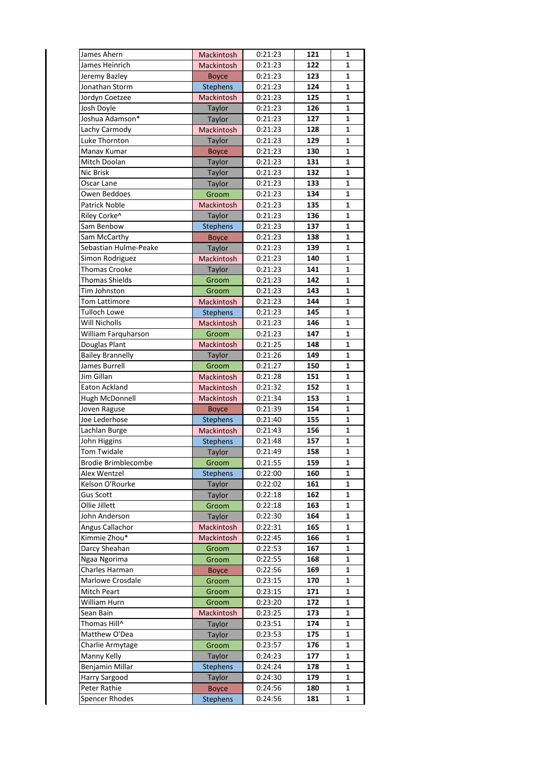| | | | | |
|---|---|---|---|---|
| James Ahern | Mackintosh | 0:21:23 | 121 | 1 |
| James Heinrich | Mackintosh | 0:21:23 | 122 | 1 |
| Jeremy Bazley | Boyce | 0:21:23 | 123 | 1 |
| Jonathan Storm | Stephens | 0:21:23 | 124 | 1 |
| Jordyn Coetzee | Mackintosh | 0:21:23 | 125 | 1 |
| Josh Doyle | Taylor | 0:21:23 | 126 | 1 |
| Joshua Adamson* | Taylor | 0:21:23 | 127 | 1 |
| Lachy Carmody | Mackintosh | 0:21:23 | 128 | 1 |
| Luke Thornton | Taylor | 0:21:23 | 129 | 1 |
| Manav Kumar | Boyce | 0:21:23 | 130 | 1 |
| Mitch Doolan | Taylor | 0:21:23 | 131 | 1 |
| Nic Brisk | Taylor | 0:21:23 | 132 | 1 |
| Oscar Lane | Taylor | 0:21:23 | 133 | 1 |
| Owen Beddoes | Groom | 0:21:23 | 134 | 1 |
| Patrick Noble | Mackintosh | 0:21:23 | 135 | 1 |
| Riley Corke^ | Taylor | 0:21:23 | 136 | 1 |
| Sam Benbow | Stephens | 0:21:23 | 137 | 1 |
| Sam McCarthy | Boyce | 0:21:23 | 138 | 1 |
| Sebastian Hulme-Peake | Taylor | 0:21:23 | 139 | 1 |
| Simon Rodriguez | Mackintosh | 0:21:23 | 140 | 1 |
| Thomas Crooke | Taylor | 0:21:23 | 141 | 1 |
| Thomas Shields | Groom | 0:21:23 | 142 | 1 |
| Tim Johnston | Groom | 0:21:23 | 143 | 1 |
| Tom Lattimore | Mackintosh | 0:21:23 | 144 | 1 |
| Tulloch Lowe | Stephens | 0:21:23 | 145 | 1 |
| Will Nicholls | Mackintosh | 0:21:23 | 146 | 1 |
| William Farquharson | Groom | 0:21:23 | 147 | 1 |
| Douglas Plant | Mackintosh | 0:21:25 | 148 | 1 |
| Bailey Brannelly | Taylor | 0:21:26 | 149 | 1 |
| James Burrell | Groom | 0:21:27 | 150 | 1 |
| Jim Gillan | Mackintosh | 0:21:28 | 151 | 1 |
| Eaton Ackland | Mackintosh | 0:21:32 | 152 | 1 |
| Hugh McDonnell | Mackintosh | 0:21:34 | 153 | 1 |
| Joven Raguse | Boyce | 0:21:39 | 154 | 1 |
| Joe Lederhose | Stephens | 0:21:40 | 155 | 1 |
| Lachlan Burge | Mackintosh | 0:21:43 | 156 | 1 |
| John Higgins | Stephens | 0:21:48 | 157 | 1 |
| Tom Twidale | Taylor | 0:21:49 | 158 | 1 |
| Brodie Brimblecombe | Groom | 0:21:55 | 159 | 1 |
| Alex Wentzel | Stephens | 0:22:00 | 160 | 1 |
| Kelson O'Rourke | Taylor | 0:22:02 | 161 | 1 |
| Gus Scott | Taylor | 0:22:18 | 162 | 1 |
| Ollie Jillett | Groom | 0:22:18 | 163 | 1 |
| John Anderson | Taylor | 0:22:30 | 164 | 1 |
| Angus Callachor | Mackintosh | 0:22:31 | 165 | 1 |
| Kimmie Zhou* | Mackintosh | 0:22:45 | 166 | 1 |
| Darcy Sheahan | Groom | 0:22:53 | 167 | 1 |
| Ngaa Ngorima | Groom | 0:22:55 | 168 | 1 |
| Charles Harman | Boyce | 0:22:56 | 169 | 1 |
| Marlowe Crosdale | Groom | 0:23:15 | 170 | 1 |
| Mitch Peart | Groom | 0:23:15 | 171 | 1 |
| William Hurn | Groom | 0:23:20 | 172 | 1 |
| Sean Bain | Mackintosh | 0:23:25 | 173 | 1 |
| Thomas Hill^ | Taylor | 0:23:51 | 174 | 1 |
| Matthew O'Dea | Taylor | 0:23:53 | 175 | 1 |
| Charlie Armytage | Groom | 0:23:57 | 176 | 1 |
| Manny Kelly | Taylor | 0:24:23 | 177 | 1 |
| Benjamin Millar | Stephens | 0:24:24 | 178 | 1 |
| Harry Sargood | Taylor | 0:24:30 | 179 | 1 |
| Peter Rathie | Boyce | 0:24:56 | 180 | 1 |
| Spencer Rhodes | Stephens | 0:24:56 | 181 | 1 |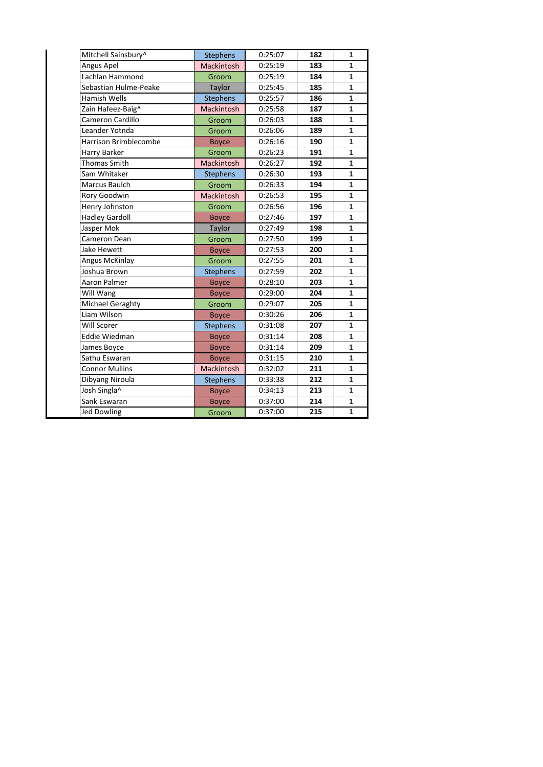| | | | | |
|---|---|---|---|---|
| Mitchell Sainsbury^ | Stephens | 0:25:07 | **182** | **1** |
| Angus Apel | Mackintosh | 0:25:19 | **183** | **1** |
| Lachlan Hammond | Groom | 0:25:19 | **184** | **1** |
| Sebastian Hulme-Peake | Taylor | 0:25:45 | **185** | **1** |
| Hamish Wells | Stephens | 0:25:57 | **186** | **1** |
| Zain Hafeez-Baig^ | Mackintosh | 0:25:58 | **187** | **1** |
| Cameron Cardillo | Groom | 0:26:03 | **188** | **1** |
| Leander Yotnda | Groom | 0:26:06 | **189** | **1** |
| Harrison Brimblecombe | Boyce | 0:26:16 | **190** | **1** |
| Harry Barker | Groom | 0:26:23 | **191** | **1** |
| Thomas Smith | Mackintosh | 0:26:27 | **192** | **1** |
| Sam Whitaker | Stephens | 0:26:30 | **193** | **1** |
| Marcus Baulch | Groom | 0:26:33 | **194** | **1** |
| Rory Goodwin | Mackintosh | 0:26:53 | **195** | **1** |
| Henry Johnston | Groom | 0:26:56 | **196** | **1** |
| Hadley Gardoll | Boyce | 0:27:46 | **197** | **1** |
| Jasper Mok | Taylor | 0:27:49 | **198** | **1** |
| Cameron Dean | Groom | 0:27:50 | **199** | **1** |
| Jake Hewett | Boyce | 0:27:53 | **200** | **1** |
| Angus McKinlay | Groom | 0:27:55 | **201** | **1** |
| Joshua Brown | Stephens | 0:27:59 | **202** | **1** |
| Aaron Palmer | Boyce | 0:28:10 | **203** | **1** |
| Will Wang | Boyce | 0:29:00 | **204** | **1** |
| Michael Geraghty | Groom | 0:29:07 | **205** | **1** |
| Liam Wilson | Boyce | 0:30:26 | **206** | **1** |
| Will Scorer | Stephens | 0:31:08 | **207** | **1** |
| Eddie Wiedman | Boyce | 0:31:14 | **208** | **1** |
| James Boyce | Boyce | 0:31:14 | **209** | **1** |
| Sathu Eswaran | Boyce | 0:31:15 | **210** | **1** |
| Connor Mullins | Mackintosh | 0:32:02 | **211** | **1** |
| Dibyang Niroula | Stephens | 0:33:38 | **212** | **1** |
| Josh Singla^ | Boyce | 0:34:13 | **213** | **1** |
| Sank Eswaran | Boyce | 0:37:00 | **214** | **1** |
| Jed Dowling | Groom | 0:37:00 | **215** | **1** |